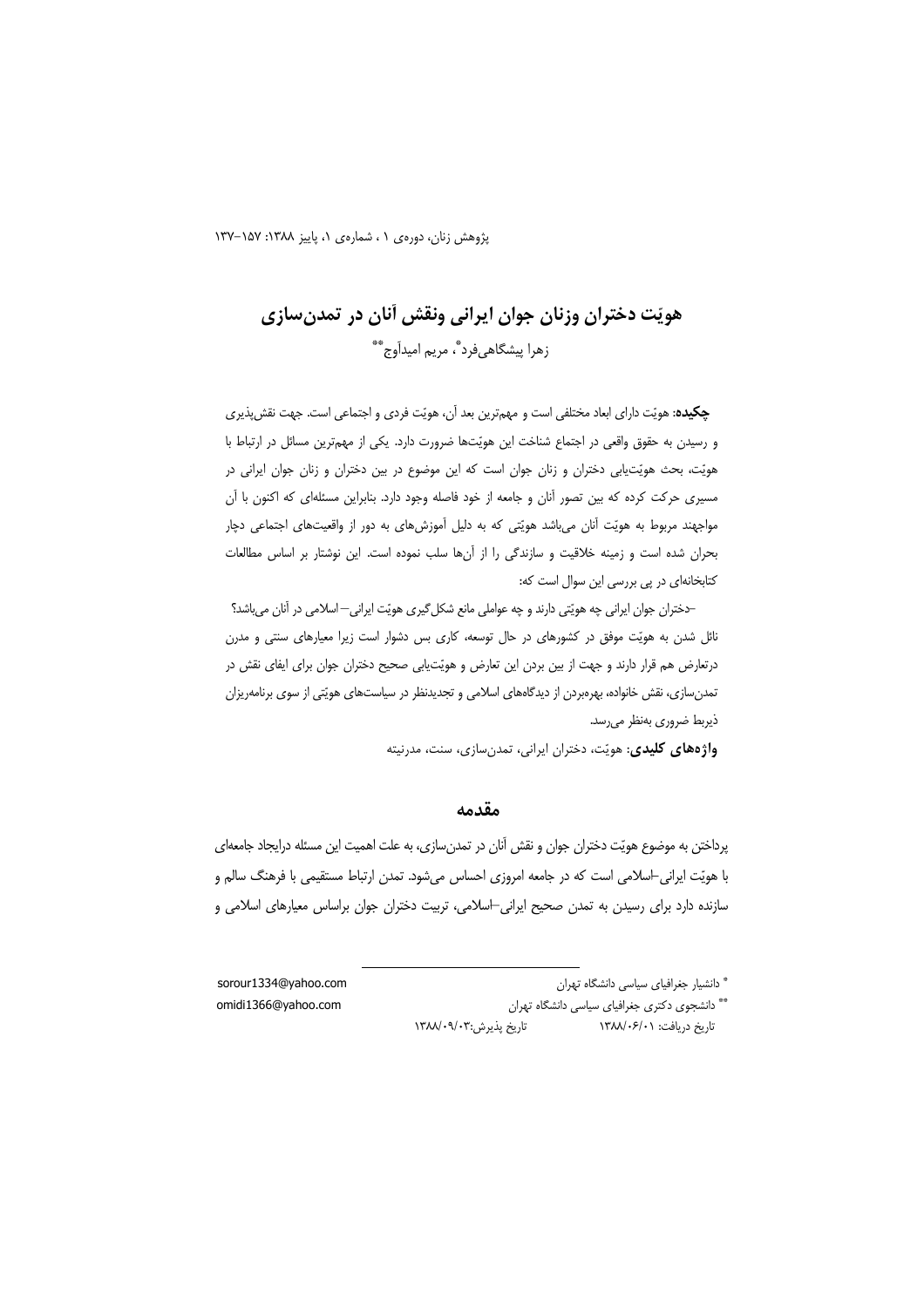# هویّت دختران وزنان جوان ایرانی ونقش آنان در تمدن‌سازی

زهرا پیشگاهی‌فرد*، مریم امیدآوج**

**چکیده**: هویّت دارای ابعاد مختلفی است و مهم‌ترین بعد آن، هویّت فردی و اجتماعی است. جهت نقش‌پذیری و رسیدن به حقوق واقعی در اجتماع شناخت این هویّت‌ها ضرورت دارد. یکی از مهم‌ترین مسائل در ارتباط با هویّت، بحث هویّت‌یابی دختران و زنان جوان است که این موضوع در بین دختران و زنان جوان ایرانی در مسیری حرکت کرده که بین تصور آنان و جامعه از خود فاصله وجود دارد. بنابراین مسئله‌ای که اکنون با آن مواجهند مربوط به هویّت آنان می‌باشد هویّتی که به دلیل آموزش‌های به دور از واقعیت‌های اجتماعی دچار بحران شده است و زمینه خلاقیت و سازندگی را از آن‌ها سلب نموده است. این نوشتار بر اساس مطالعات کتابخانه‌ای در پی بررسی این سوال است که:

-دختران جوان ایرانی چه هویّتی دارند و چه عواملی مانع شکل‌گیری هویّت ایرانی– اسلامی در آنان می‌باشد؟ نائل شدن به هویّت موفق در کشورهای در حال توسعه، کاری بس دشوار است زیرا معیارهای سنتی و مدرن درتعارض هم قرار دارند و جهت از بین بردن این تعارض و هویّت‌یابی صحیح دختران جوان برای ایفای نقش در تمدن‌سازی، نقش خانواده، بهره‌بردن از دیدگاه‌های اسلامی و تجدیدنظر در سیاست‌های هویّتی از سوی برنامه‌ریزان ذیربط ضروری به‌نظر می‌رسد.

**واژه‌های کلیدی**: هویّت، دختران ایرانی، تمدن‌سازی، سنت، مدرنیته

## مقدمه

پرداختن به موضوع هویّت دختران جوان و نقش آنان در تمدن‌سازی، به علت اهمیت این مسئله درایجاد جامعه‌ای با هویّت ایرانی–اسلامی است که در جامعه امروزی احساس می‌شود. تمدن ارتباط مستقیمی با فرهنگ سالم و سازنده دارد برای رسیدن به تمدن صحیح ایرانی–اسلامی، تربیت دختران جوان براساس معیارهای اسلامی و

---

* دانشیار جغرافیای سیاسی دانشگاه تهران sorour1334@yahoo.com

** دانشجوی دکتری جغرافیای سیاسی دانشگاه تهران omidi1366@yahoo.com

تاریخ دریافت: ۱۳۸۸/۰۶/۰۱ تاریخ پذیرش: ۱۳۸۸/۰۹/۰۳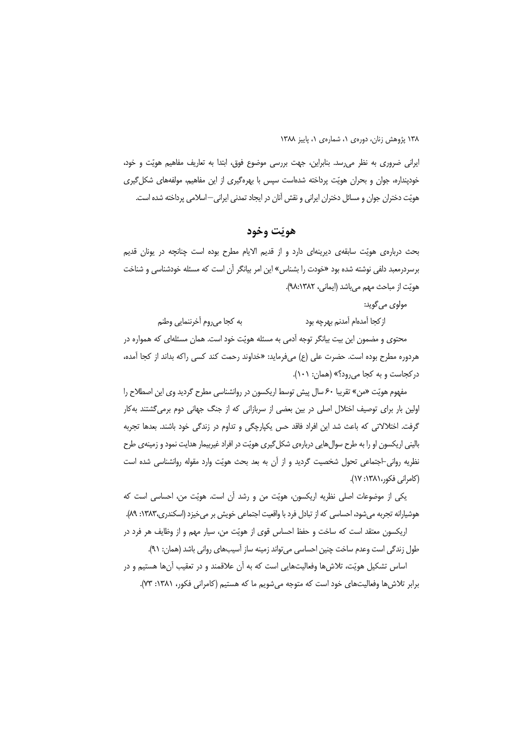ایرانی ضروری به نظر می‌رسد. بنابراین، جهت بررسی موضوع فوق، ابتدا به تعاریف مفاهیم هویّت و خود، خودپنداره، جوان و بحران هویّت پرداخته شده‌است سپس با بهره‌گیری از این مفاهیم، مولفه‌های شکل‌گیری هویّت دختران جوان و مسائل دختران ایرانی و نقش آنان در ایجاد تمدنی ایرانی—اسلامی پرداخته شده است.

## هویّت وخود

بحث درباره‌ی هویّت سابقه‌ی دیرینه‌ای دارد و از قدیم الایام مطرح بوده است چنانچه در یونان قدیم برسردرمعبد دلفی نوشته شده بود «خودت را بشناس» این امر بیانگر آن است که مسئله خودشناسی و شناخت هویّت از مباحث مهم می‌باشد (ایمانی، ۱۳۸۲:۹۸).

مولوی می‌گوید:

ازکجا آمده‌ام آمدنم بهرچه بود &nbsp;&nbsp;&nbsp;&nbsp;&nbsp;&nbsp;&nbsp;&nbsp; به کجا می‌روم آخرننمایی وطنم

محتوی و مضمون این بیت بیانگر توجه آدمی به مسئله هویّت خود است. همان مسئله‌ای که همواره در هردوره مطرح بوده است. حضرت علی (ع) می‌فرماید: «خداوند رحمت کند کسی راکه بداند از کجا آمده، درکجاست و به کجا می‌رود؟» (همان: ۱۰۱).

مفهوم هویّت «من» تقریبا ۶۰ سال پیش توسط اریکسون در روانشناسی مطرح گردید وی این اصطلاح را اولین بار برای توصیف اختلال اصلی در بین بعضی از سربازانی که از جنگ جهانی دوم برمی‌گشتند به‌کار گرفت. اختلالاتی که باعث شد این افراد فاقد حس یکپارچگی و تداوم در زندگی خود باشند. بعدها تجربه بالینی اریکسون او را به طرح سوال‌هایی درباره‌ی شکل‌گیری هویّت در افراد غیربیمار هدایت نمود و زمینه‌ی طرح نظریه روانی-اجتماعی تحول شخصیت گردید و از آن به بعد بحث هویّت وارد مقوله روانشناسی شده است (کامرانی فکور،۱۳۸۱: ۱۷).

یکی از موضوعات اصلی نظریه اریکسون، هویّت من و رشد آن است. هویّت من، احساسی است که هوشیارانه تجربه می‌شود، احساسی که از تبادل فرد با واقعیت اجتماعی خویش بر می‌خیزد (اسکندری،۱۳۸۳: ۸۹).

اریکسون معتقد است که ساخت و حفظ احساس قوی از هویّت من، سیار مهم و از وظایف هر فرد در طول زندگی است وعدم ساخت چنین احساسی می‌تواند زمینه ساز آسیب‌های روانی باشد (همان: ۹۱).

اساس تشکیل هویّت، تلاش‌ها وفعالیت‌هایی است که به آن علاقمند و در تعقیب آن‌ها هستیم و در برابر تلاش‌ها وفعالیت‌های خود است که متوجه می‌شویم ما که هستیم (کامرانی فکور، ۱۳۸۱: ۷۳).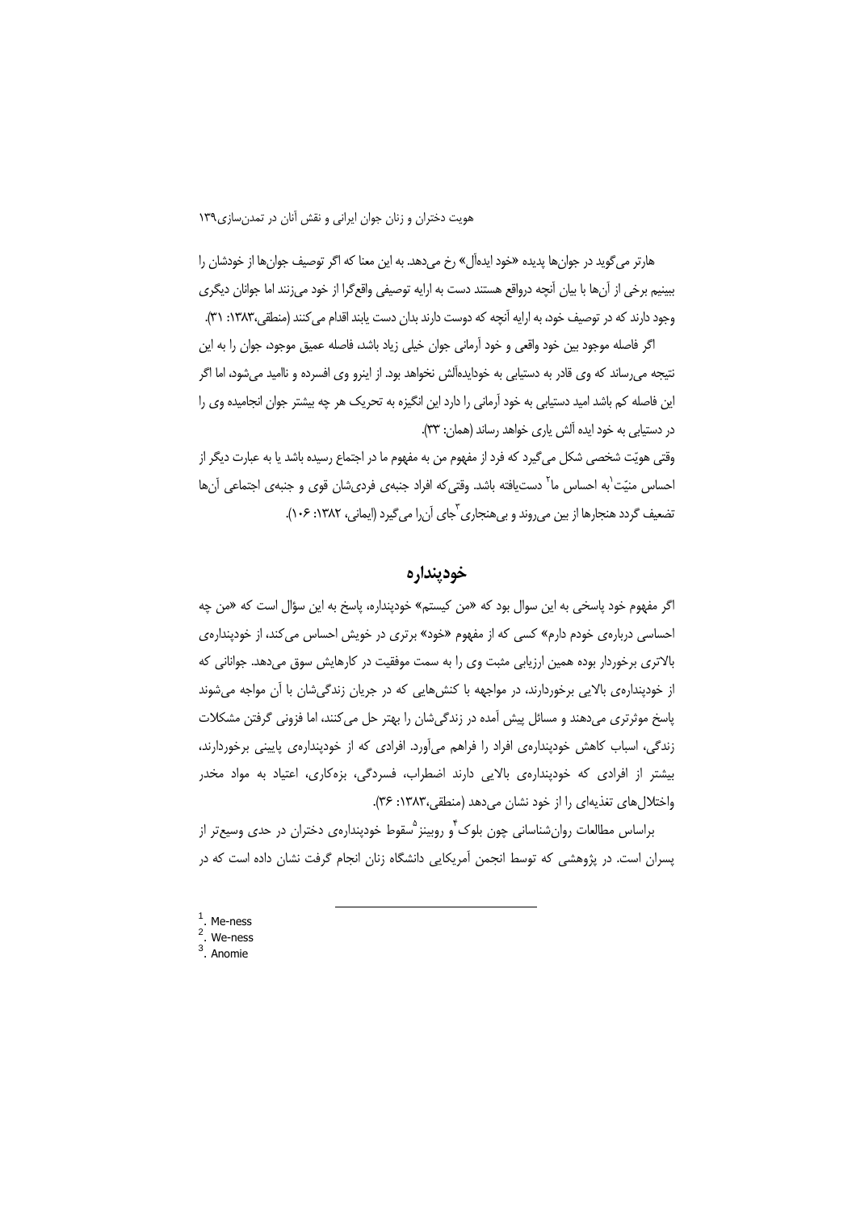هارتر می‌گوید در جوان‌ها پدیده «خود ایده‌آل» رخ می‌دهد. به این معنا که اگر توصیف جوان‌ها از خودشان را ببینیم برخی از آن‌ها با بیان آنچه درواقع هستند دست به ارایه توصیفی واقع‌گرا از خود می‌زنند اما جوانان دیگری وجود دارند که در توصیف خود، به ارایه آنچه که دوست دارند بدان دست یابند اقدام می‌کنند (منطقی،۱۳۸۳: ۳۱).

اگر فاصله موجود بین خود واقعی و خود آرمانی جوان خیلی زیاد باشد، فاصله عمیق موجود، جوان را به این نتیجه می‌رساند که وی قادر به دستیابی به خودایده‌آلش نخواهد بود. از اینرو وی افسرده و ناامید می‌شود، اما اگر این فاصله کم باشد امید دستیابی به خود آرمانی را دارد این انگیزه به تحریک هر چه بیشتر جوان انجامیده وی را در دستیابی به خود ایده آلش یاری خواهد رساند (همان: ۳۳).

وقتی هویّت شخصی شکل می‌گیرد که فرد از مفهوم من به مفهوم ما در اجتماع رسیده باشد یا به عبارت دیگر از احساس منیّت[1] به احساس ما[2] دست‌یافته باشد. وقتی‌که افراد جنبه‌ی فردی‌شان قوی و جنبه‌ی اجتماعی آن‌ها تضعیف گردد هنجارها از بین می‌روند و بی‌هنجاری[3] جای آن‌را می‌گیرد (ایمانی، ۱۳۸۲: ۱۰۶).

## خودپنداره

اگر مفهوم خود پاسخی به این سوال بود که «من کیستم» خودپنداره، پاسخ به این سؤال است که «من چه احساسی درباره‌ی خودم دارم» کسی که از مفهوم «خود» برتری در خویش احساس می‌کند، از خودپنداره‌ی بالاتری برخوردار بوده همین ارزیابی مثبت وی را به سمت موفقیت در کارهایش سوق می‌دهد. جوانانی که از خودپنداره‌ی بالایی برخوردارند، در مواجهه با کنش‌هایی که در جریان زندگی‌شان با آن مواجه می‌شوند پاسخ موثرتری می‌دهند و مسائل پیش آمده در زندگی‌شان را بهتر حل می‌کنند، اما فزونی گرفتن مشکلات زندگی، اسباب کاهش خودپنداره‌ی افراد را فراهم می‌آورد. افرادی که از خودپنداره‌ی پایینی برخوردارند، بیشتر از افرادی که خودپنداره‌ی بالایی دارند اضطراب، فسردگی، بزه‌کاری، اعتیاد به مواد مخدر واختلال‌های تغذیه‌ای را از خود نشان می‌دهد (منطقی،۱۳۸۳: ۳۶).

براساس مطالعات روان‌شناسانی چون بلوک[4] و روبینز[5] سقوط خودپنداره‌ی دختران در حدی وسیع‌تر از پسران است. در پژوهشی که توسط انجمن آمریکایی دانشگاه زنان انجام گرفت نشان داده است که در

---

1. Me-ness
2. We-ness
3. Anomie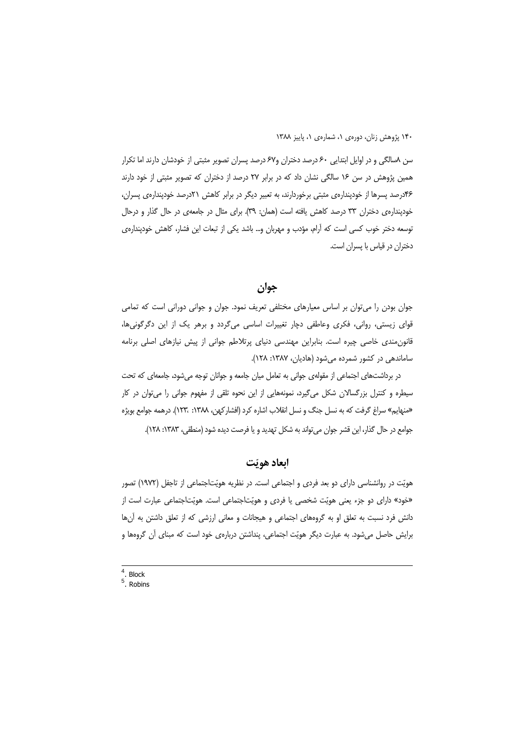سن ۸سالگی و در اوایل ابتدایی ۶۰ درصد دختران و۶۷ درصد پسران تصویر مثبتی از خودشان دارند اما تکرار همین پژوهش در سن ۱۶ سالگی نشان داد که در برابر ۲۷ درصد از دختران که تصویر مثبتی از خود دارند ۴۶درصد پسرها از خودپنداره‌ی مثبتی برخوردارند، به تعبیر دیگر در برابر کاهش ۲۱درصد خودپنداره‌ی پسران، خودپنداره‌ی دختران ۳۳ درصد کاهش یافته است (همان: ۳۹). برای مثال در جامعه‌ی در حال گذار و درحال توسعه دختر خوب کسی است که آرام، مؤدب و مهربان و... باشد یکی از تبعات این فشار، کاهش خودپنداره‌ی دختران در قیاس با پسران است.

## جوان

جوان بودن را می‌توان بر اساس معیارهای مختلفی تعریف نمود. جوان و جوانی دورانی است که تمامی قوای زیستی، روانی، فکری وعاطفی دچار تغییرات اساسی می‌گردد و برهر یک از این دگرگونی‌ها، قانون‌مندی خاصی چیره است. بنابراین مهندسی دنیای پرتلاطم جوانی از پیش نیازهای اصلی برنامه ساماندهی در کشور شمرده می‌شود (هادیان، ۱۳۸۷: ۱۲۸).

در برداشت‌های اجتماعی از مقوله‌ی جوانی به تعامل میان جامعه و جوانان توجه می‌شود، جامعه‌ای که تحت سیطره و کنترل بزرگسالان شکل می‌گیرد، نمونه‌هایی از این نحوه تلقی از مفهوم جوانی را می‌توان در کار «منهایم» سراغ گرفت که به نسل جنگ و نسل انقلاب اشاره کرد (افشارکهن، ۱۳۸۸: ۱۲۳). درهمه جوامع بویژه جوامع در حال گذار، این قشر جوان می‌تواند به شکل تهدید و یا فرصت دیده شود (منطقی، ۱۳۸۳: ۱۲۸).

## ابعاد هویّت

هویّت در روانشناسی دارای دو بعد فردی و اجتماعی است. در نظریه هویّت‌اجتماعی از تاجفل (۱۹۷۲) تصور «خود» دارای دو جزء یعنی هویّت شخصی یا فردی و هویّت‌اجتماعی است. هویّت‌اجتماعی عبارت است از دانش فرد نسبت به تعلق او به گروه‌های اجتماعی و هیجانات و معانی ارزشی که از تعلق داشتن به آن‌ها برایش حاصل می‌شود. به عبارت دیگر هویّت اجتماعی، پنداشتن درباره‌ی خود است که مبنای آن گروه‌ها و

---

4. Block
5. Robins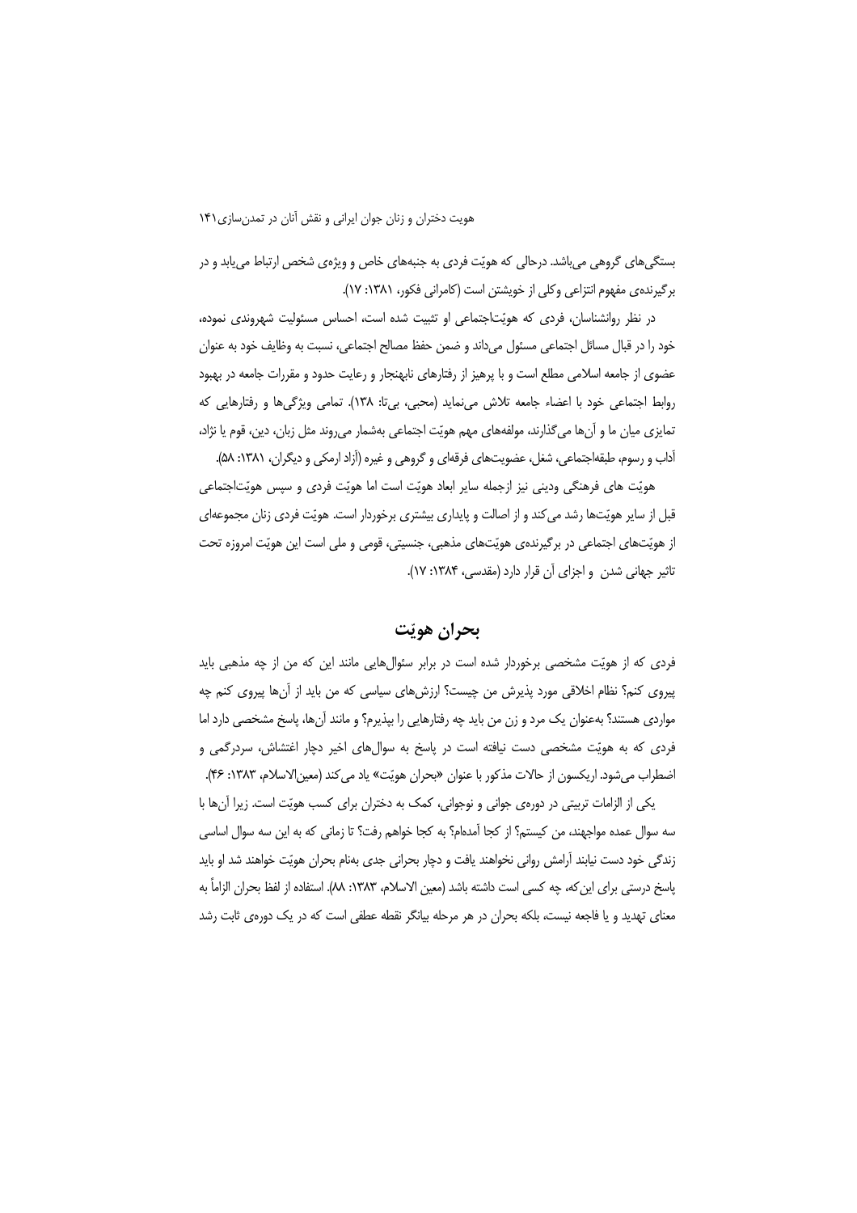بستگی‌های گروهی می‌باشد. درحالی که هویّت فردی به جنبه‌های خاص و ویژه‌ی شخص ارتباط می‌یابد و در برگیرنده‌ی مفهوم انتزاعی وکلی از خویشتن است (کامرانی فکور، ۱۳۸۱: ۱۷).

در نظر روانشناسان، فردی که هویّت‌اجتماعی او تثبیت شده است، احساس مسئولیت شهروندی نموده، خود را در قبال مسائل اجتماعی مسئول می‌داند و ضمن حفظ مصالح اجتماعی، نسبت به وظایف خود به عنوان عضوی از جامعه اسلامی مطلع است و با پرهیز از رفتارهای نابهنجار و رعایت حدود و مقررات جامعه در بهبود روابط اجتماعی خود با اعضاء جامعه تلاش می‌نماید (محبی، بی‌تا: ۱۳۸). تمامی ویژگی‌ها و رفتارهایی که تمایزی میان ما و آن‌ها می‌گذارند، مولفه‌های مهم هویّت اجتماعی به‌شمار می‌روند مثل زبان، دین، قوم یا نژاد، آداب و رسوم، طبقه‌اجتماعی، شغل، عضویت‌های فرقه‌ای و گروهی و غیره (آزاد ارمکی و دیگران، ۱۳۸۱: ۵۸).

هویّت های فرهنگی ودینی نیز ازجمله سایر ابعاد هویّت است اما هویّت فردی و سپس هویّت‌اجتماعی قبل از سایر هویّت‌ها رشد می‌کند و از اصالت و پایداری بیشتری برخوردار است. هویّت فردی زنان مجموعه‌ای از هویّت‌های اجتماعی در برگیرنده‌ی هویّت‌های مذهبی، جنسیتی، قومی و ملی است این هویّت امروزه تحت تاثیر جهانی شدن و اجزای آن قرار دارد (مقدسی، ۱۳۸۴: ۱۷).

## بحران هویّت

فردی که از هویّت مشخصی برخوردار شده است در برابر سئوال‌هایی مانند این که من از چه مذهبی باید پیروی کنم؟ نظام اخلاقی مورد پذیرش من چیست؟ ارزش‌های سیاسی که من باید از آن‌ها پیروی کنم چه مواردی هستند؟ به‌عنوان یک مرد و زن من باید چه رفتارهایی را بپذیرم؟ و مانند آن‌ها، پاسخ مشخصی دارد اما فردی که به هویّت مشخصی دست نیافته است در پاسخ به سوال‌های اخیر دچار اغتشاش، سردرگمی و اضطراب می‌شود. اریکسون از حالات مذکور با عنوان «بحران هویّت» یاد می‌کند (معین‌الاسلام، ۱۳۸۳: ۴۶).

یکی از الزامات تربیتی در دوره‌ی جوانی و نوجوانی، کمک به دختران برای کسب هویّت است. زیرا آن‌ها با سه سوال عمده مواجهند، من کیستم؟ از کجا آمده‌ام؟ به کجا خواهم رفت؟ تا زمانی که به این سه سوال اساسی زندگی خود دست نیابند آرامش روانی نخواهند یافت و دچار بحرانی جدی به‌نام بحران هویّت خواهند شد او باید پاسخ درستی برای این‌که، چه کسی است داشته باشد (معین الاسلام، ۱۳۸۳: ۸۸). استفاده از لفظ بحران الزاماً به معنای تهدید و یا فاجعه نیست، بلکه بحران در هر مرحله بیانگر نقطه عطفی است که در یک دوره‌ی ثابت رشد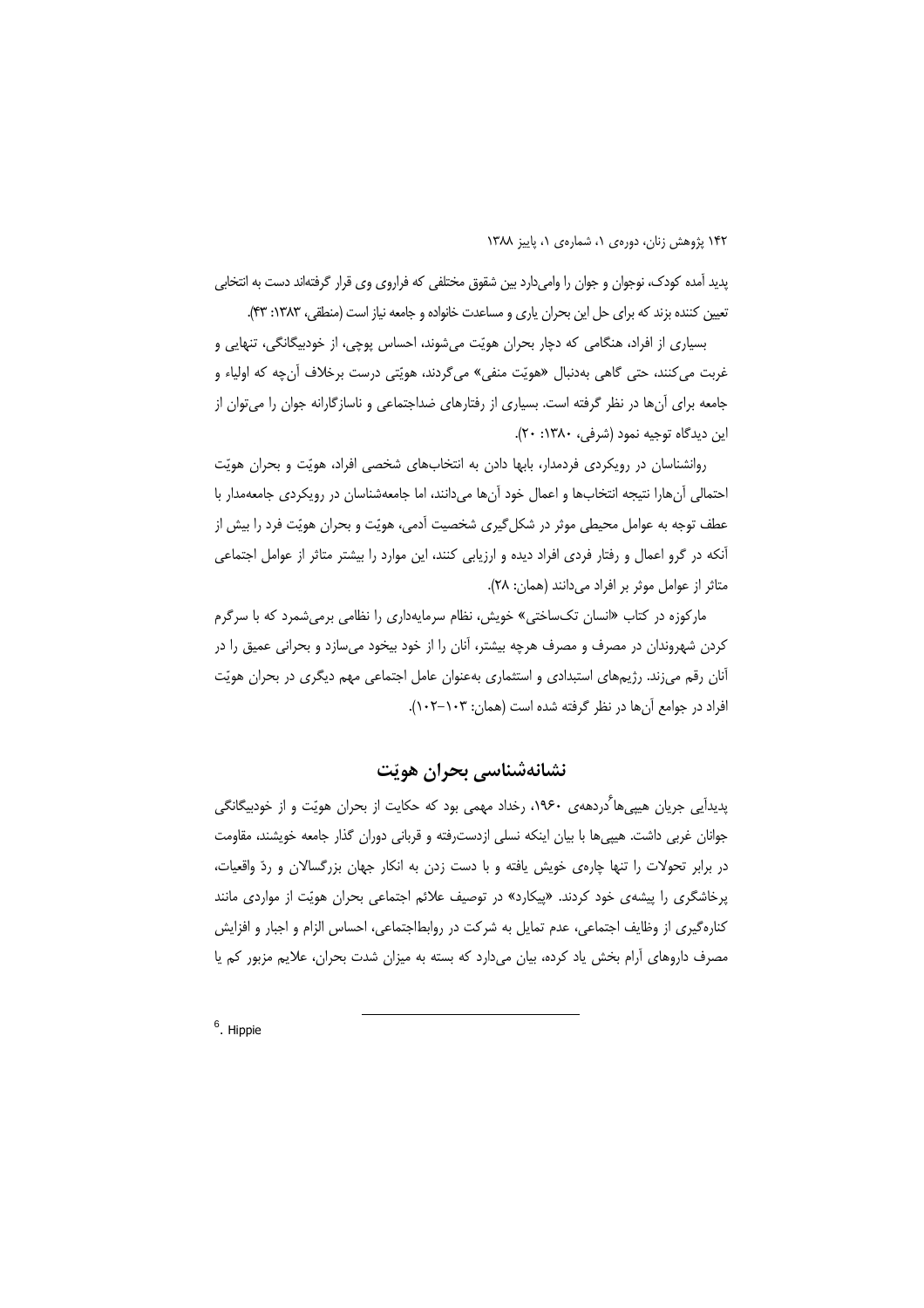پدید آمده کودک، نوجوان و جوان را وامی‌دارد بین شقوق مختلفی که فراروی وی قرار گرفته‌اند دست به انتخابی تعیین کننده بزند که برای حل این بحران یاری و مساعدت خانواده و جامعه نیاز است (منطقی، ۱۳۸۳: ۴۳).

بسیاری از افراد، هنگامی که دچار بحران هویّت می‌شوند، احساس پوچی، از خودبیگانگی، تنهایی و غربت می‌کنند، حتی گاهی به‌دنبال «هویّت منفی» می‌گردند، هویّتی درست برخلاف آن‌چه که اولیاء و جامعه برای آن‌ها در نظر گرفته است. بسیاری از رفتارهای ضداجتماعی و ناسازگارانه جوان را می‌توان از این دیدگاه توجیه نمود (شرفی، ۱۳۸۰: ۲۰).

روانشناسان در رویکردی فردمدار، بابها دادن به انتخاب‌های شخصی افراد، هویّت و بحران هویّت احتمالی آن‌هارا نتیجه انتخاب‌ها و اعمال خود آن‌ها می‌دانند، اما جامعه‌شناسان در رویکردی جامعه‌مدار با عطف توجه به عوامل محیطی موثر در شکل‌گیری شخصیت آدمی، هویّت و بحران هویّت فرد را بیش از آنکه در گرو اعمال و رفتار فردی افراد دیده و ارزیابی کنند، این موارد را بیشتر متاثر از عوامل اجتماعی متاثر از عوامل موثر بر افراد می‌دانند (همان: ۲۸).

مارکوزه در کتاب «انسان تک‌ساختی» خویش، نظام سرمایه‌داری را نظامی برمی‌شمرد که با سرگرم کردن شهروندان در مصرف و مصرف هرچه بیشتر، آنان را از خود بیخود می‌سازد و بحرانی عمیق را در آنان رقم می‌زند. رژیم‌های استبدادی و استثماری به‌عنوان عامل اجتماعی مهم دیگری در بحران هویّت افراد در جوامع آن‌ها در نظر گرفته شده است (همان: ۱۰۳-۱۰۲).

## نشانه‌شناسی بحران هویّت

پدیدآیی جریان هیپی‌ها[6] دردهه‌ی ۱۹۶۰، رخداد مهمی بود که حکایت از بحران هویّت و از خودبیگانگی جوانان غربی داشت. هیپی‌ها با بیان اینکه نسلی ازدست‌رفته و قربانی دوران گذار جامعه خویشند، مقاومت در برابر تحولات را تنها چاره‌ی خویش یافته و با دست زدن به انکار جهان بزرگسالان و ردّ واقعیات، پرخاشگری را پیشه‌ی خود کردند. «پیکارد» در توصیف علائم اجتماعی بحران هویّت از مواردی مانند کناره‌گیری از وظایف اجتماعی، عدم تمایل به شرکت در روابط‌اجتماعی، احساس الزام و اجبار و افزایش مصرف داروهای آرام بخش یاد کرده، بیان می‌دارد که بسته به میزان شدت بحران، علایم مزبور کم یا

---

[6]. Hippie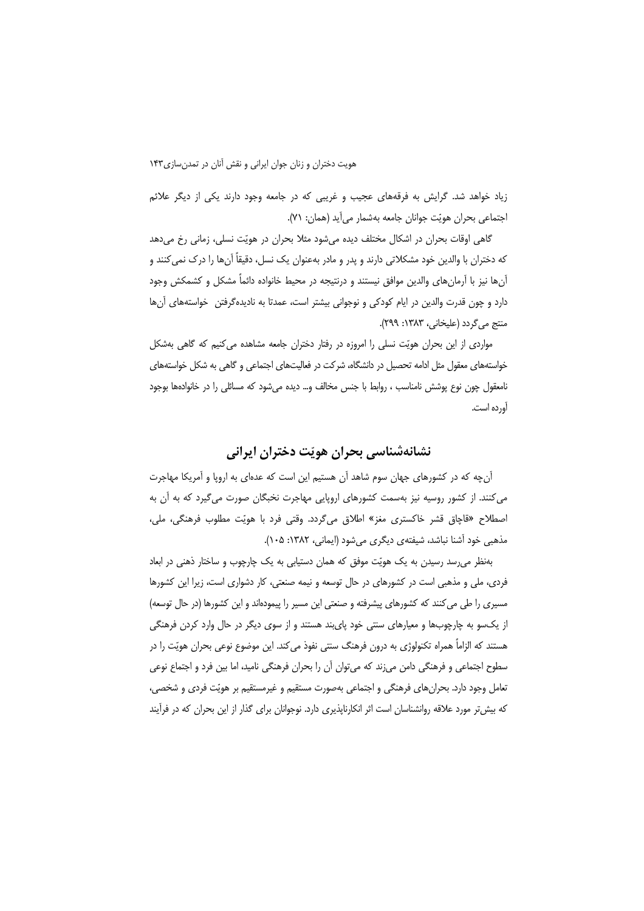زیاد خواهد شد. گرایش به فرقه‌های عجیب و غریبی که در جامعه وجود دارند یکی از دیگر علائم اجتماعی بحران هویّت جوانان جامعه به‌شمار می‌آید (همان: ۷۱).

گاهی اوقات بحران در اشکال مختلف دیده می‌شود مثلا بحران در هویّت نسلی، زمانی رخ می‌دهد که دختران با والدین خود مشکلاتی دارند و پدر و مادر به‌عنوان یک نسل، دقیقاً آن‌ها را درک نمی‌کنند و آن‌ها نیز با آرمان‌های والدین موافق نیستند و درنتیجه در محیط خانواده دائماً مشکل و کشمکش وجود دارد و چون قدرت والدین در ایام کودکی و نوجوانی بیشتر است، عمدتا به نادیده‌گرفتن خواسته‌های آن‌ها منتج می‌گردد (علیخانی، ۱۳۸۳: ۲۹۹).

مواردی از این بحران هویّت نسلی را امروزه در رفتار دختران جامعه مشاهده می‌کنیم که گاهی به‌شکل خواسته‌های معقول مثل ادامه تحصیل در دانشگاه، شرکت در فعالیت‌های اجتماعی و گاهی به شکل خواسته‌های نامعقول چون نوع پوشش نامناسب ، روابط با جنس مخالف و... دیده می‌شود که مسائلی را در خانواده‌ها بوجود آورده است.

## نشانه‌شناسی بحران هویّت دختران ایرانی

آن‌چه که در کشورهای جهان سوم شاهد آن هستیم این است که عده‌ای به اروپا و آمریکا مهاجرت می‌کنند. از کشور روسیه نیز به‌سمت کشورهای اروپایی مهاجرت نخبگان صورت می‌گیرد که به آن به اصطلاح «قاچاق قشر خاکستری مغز» اطلاق می‌گردد. وقتی فرد با هویّت مطلوب فرهنگی، ملی، مذهبی خود آشنا نباشد، شیفته‌ی دیگری می‌شود (ایمانی، ۱۳۸۲: ۱۰۵).

به‌نظر می‌رسد رسیدن به یک هویّت موفق که همان دستیابی به یک چارچوب و ساختار ذهنی در ابعاد فردی، ملی و مذهبی است در کشورهای در حال توسعه و نیمه صنعتی، کار دشواری است، زیرا این کشورها مسیری را طی می‌کنند که کشورهای پیشرفته و صنعتی این مسیر را پیموده‌اند و این کشورها (در حال توسعه) از یک‌سو به چارچوب‌ها و معیارهای سنتی خود پای‌بند هستند و از سوی دیگر در حال وارد کردن فرهنگی هستند که الزاماً همراه تکنولوژی به درون فرهنگ سنتی نفوذ می‌کند. این موضوع نوعی بحران هویّت را در سطوح اجتماعی و فرهنگی دامن می‌زند که می‌توان آن را بحران فرهنگی نامید، اما بین فرد و اجتماع نوعی تعامل وجود دارد. بحران‌های فرهنگی و اجتماعی به‌صورت مستقیم و غیرمستقیم بر هویّت فردی و شخصی، که بیش‌تر مورد علاقه روانشناسان است اثر انکارناپذیری دارد. نوجوانان برای گذار از این بحران که در فرآیند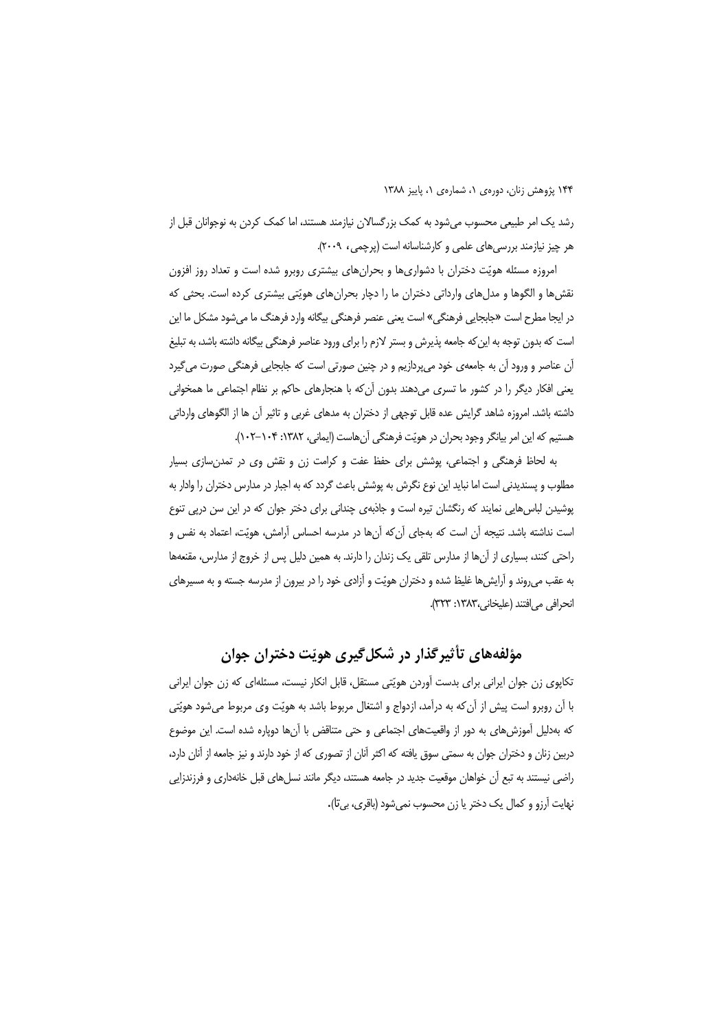رشد یک امر طبیعی محسوب می‌شود به کمک بزرگسالان نیازمند هستند، اما کمک کردن به نوجوانان قبل از هر چیز نیازمند بررسی‌های علمی و کارشناسانه است (پرچمی، ۲۰۰۹).

امروزه مسئله هویّت دختران با دشواری‌ها و بحران‌های بیشتری روبرو شده است و تعداد روز افزون نقش‌ها و الگوها و مدل‌های وارداتی دختران ما را دچار بحران‌های هویّتی بیشتری کرده است. بحثی که در اینجا مطرح است «جابجایی فرهنگی» است یعنی عنصر فرهنگی بیگانه وارد فرهنگ ما می‌شود مشکل ما این است که بدون توجه به این‌که جامعه پذیرش و بستر لازم را برای ورود عناصر فرهنگی بیگانه داشته باشد، به تبلیغ آن عناصر و ورود آن به جامعه‌ی خود می‌پردازیم و در چنین صورتی است که جابجایی فرهنگی صورت می‌گیرد یعنی افکار دیگر را در کشور ما تسری می‌دهند بدون آن‌که با هنجارهای حاکم بر نظام اجتماعی ما همخوانی داشته باشد. امروزه شاهد گرایش عده قابل توجهی از دختران به مدهای غربی و تاثیر آن ها از الگوهای وارداتی هستیم که این امر بیانگر وجود بحران در هویّت فرهنگی آن‌هاست (ایمانی، ۱۳۸۲: ۱۰۴-۱۰۲).

به لحاظ فرهنگی و اجتماعی، پوشش برای حفظ عفت و کرامت زن و نقش وی در تمدن‌سازی بسیار مطلوب و پسندیدنی است اما نباید این نوع نگرش به پوشش باعث گردد که به اجبار در مدارس دختران را وادار به پوشیدن لباس‌هایی نمایند که رنگشان تیره است و جاذبه‌ی چندانی برای دختر جوان که در این سن درپی تنوع است نداشته باشد. نتیجه آن است که به‌جای آن‌که آن‌ها در مدرسه احساس آرامش، هویّت، اعتماد به نفس و راحتی کنند، بسیاری از آن‌ها از مدارس تلقی یک زندان را دارند. به همین دلیل پس از خروج از مدارس، مقنعه‌ها به عقب می‌روند و آرایش‌ها غلیظ شده و دختران هویّت و آزادی خود را در بیرون از مدرسه جسته و به مسیرهای انحرافی می‌افتند (علیخانی،۱۳۸۳: ۳۲۳).

## مؤلفه‌های تأثیرگذار در شکل‌گیری هویّت دختران جوان

تکاپوی زن جوان ایرانی برای بدست آوردن هویّتی مستقل، قابل انکار نیست، مسئله‌ای که زن جوان ایرانی با آن روبرو است پیش از آن‌که به درآمد، ازدواج و اشتغال مربوط باشد به هویّت وی مربوط می‌شود هویّتی که به‌دلیل آموزش‌های به دور از واقعیت‌های اجتماعی و حتی متناقض با آن‌ها دوپاره شده است. این موضوع دربین زنان و دختران جوان به سمتی سوق یافته که اکثر آنان از تصوری که از خود دارند و نیز جامعه از آنان دارد، راضی نیستند به تبع آن خواهان موقعیت جدید در جامعه هستند، دیگر مانند نسل‌های قبل خانه‌داری و فرزندزایی نهایت آرزو و کمال یک دختر یا زن محسوب نمی‌شود (باقری، بی‌تا).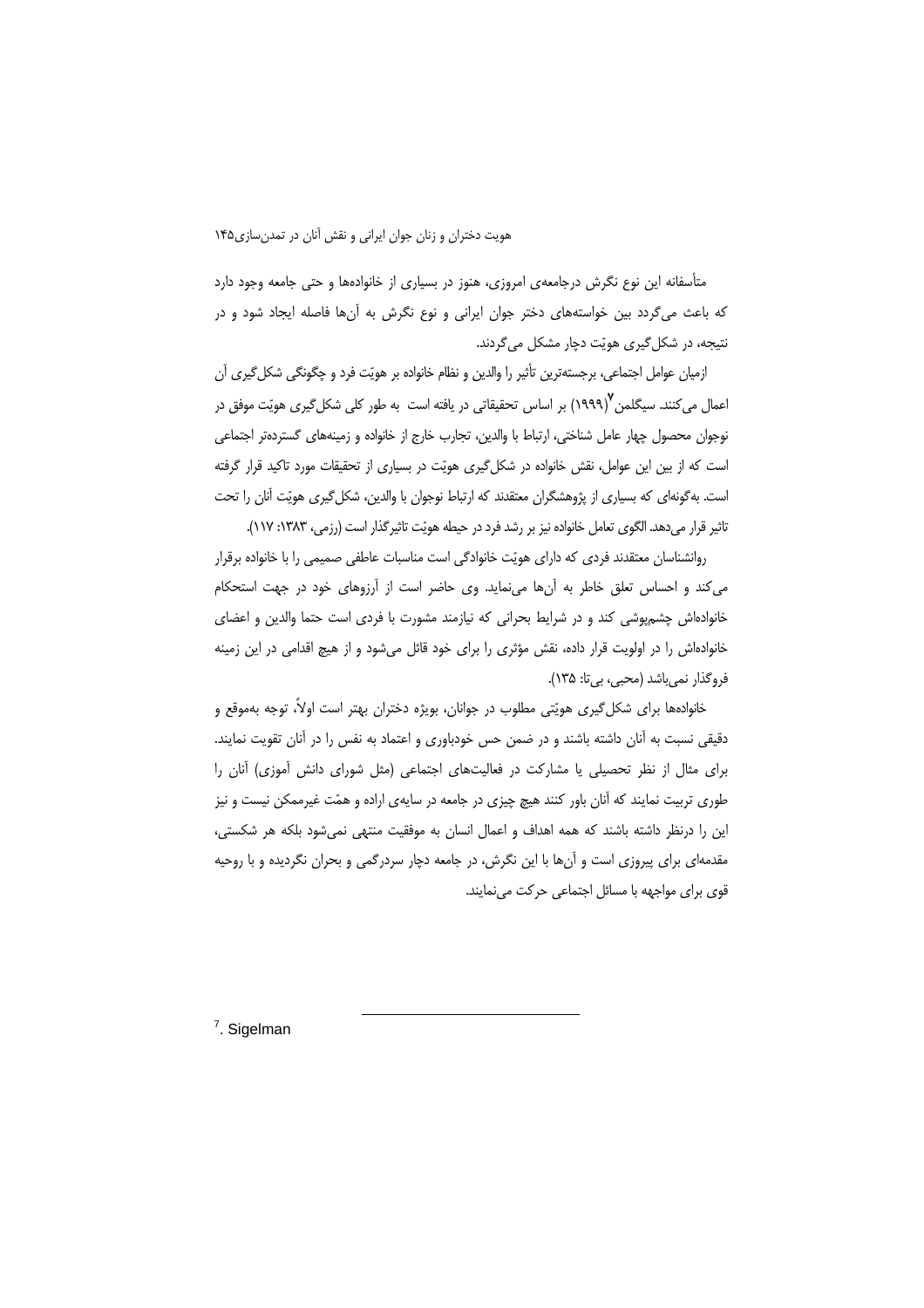متأسفانه این نوع نگرش درجامعه‌ی امروزی، هنوز در بسیاری از خانواده‌ها و حتی جامعه وجود دارد که باعث می‌گردد بین خواسته‌های دختر جوان ایرانی و نوع نگرش به آن‌ها فاصله ایجاد شود و در نتیجه، در شکل‌گیری هویّت دچار مشکل می‌گردند.

ازمیان عوامل اجتماعی، برجسته‌ترین تأثیر را والدین و نظام خانواده بر هویّت فرد و چگونگی شکل‌گیری آن اعمال می‌کنند. سیگلمن[۷] (۱۹۹۹) بر اساس تحقیقاتی در یافته است به طور کلی شکل‌گیری هویّت موفق در نوجوان محصول چهار عامل شناختی، ارتباط با والدین، تجارب خارج از خانواده و زمینه‌های گسترده‌تر اجتماعی است که از بین این عوامل، نقش خانواده در شکل‌گیری هویّت در بسیاری از تحقیقات مورد تاکید قرار گرفته است. به‌گونه‌ای که بسیاری از پژوهشگران معتقدند که ارتباط نوجوان با والدین، شکل‌گیری هویّت آنان را تحت تاثیر قرار می‌دهد. الگوی تعامل خانواده نیز بر رشد فرد در حیطه هویّت تاثیرگذار است (رزمی، ۱۳۸۳: ۱۱۷).

روانشناسان معتقدند فردی که دارای هویّت خانوادگی است مناسبات عاطفی صمیمی را با خانواده برقرار می‌کند و احساس تعلق خاطر به آن‌ها می‌نماید. وی حاضر است از آرزوهای خود در جهت استحکام خانواده‌اش چشم‌پوشی کند و در شرایط بحرانی که نیازمند مشورت با فردی است حتما والدین و اعضای خانواده‌اش را در اولویت قرار داده، نقش مؤثری را برای خود قائل می‌شود و از هیچ اقدامی در این زمینه فروگذار نمی‌باشد (محبی، بی‌تا: ۱۳۵).

خانواده‌ها برای شکل‌گیری هویّتی مطلوب در جوانان، بویژه دختران بهتر است اولاً، توجه به‌موقع و دقیقی نسبت به آنان داشته باشند و در ضمن حس خودباوری و اعتماد به نفس را در آنان تقویت نمایند. برای مثال از نظر تحصیلی یا مشارکت در فعالیت‌های اجتماعی (مثل شورای دانش آموزی) آنان را طوری تربیت نمایند که آنان باور کنند هیچ چیزی در جامعه در سایه‌ی اراده و همّت غیرممکن نیست و نیز این را درنظر داشته باشند که همه اهداف و اعمال انسان به موفقیت منتهی نمی‌شود بلکه هر شکستی، مقدمه‌ای برای پیروزی است و آن‌ها با این نگرش، در جامعه دچار سردرگمی و بحران نگردیده و با روحیه قوی برای مواجهه با مسائل اجتماعی حرکت می‌نمایند.

---

[7]. Sigelman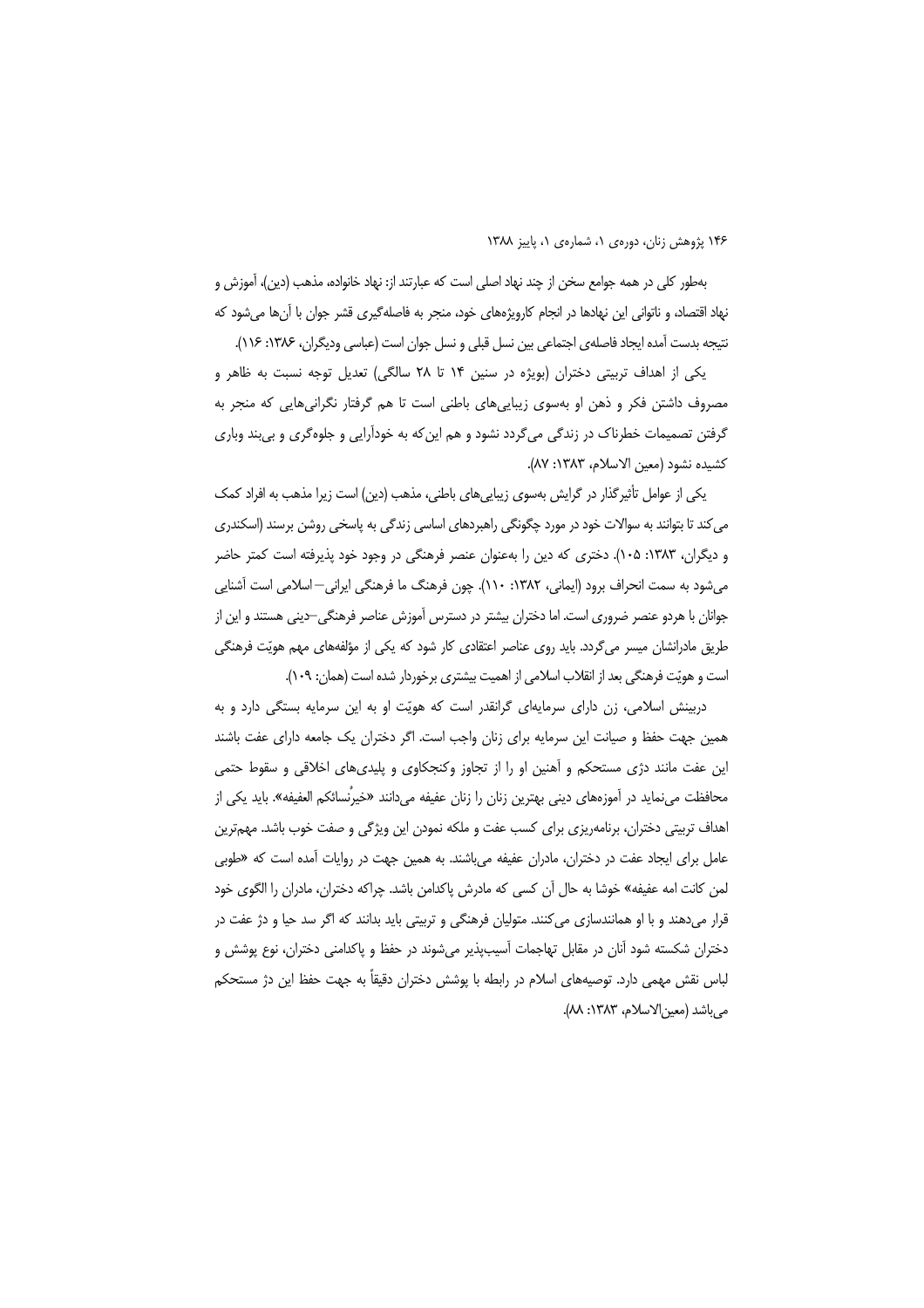به‌طور کلی در همه جوامع سخن از چند نهاد اصلی است که عبارتند از: نهاد خانواده، مذهب (دین)، آموزش و نهاد اقتصاد، و ناتوانی این نهادها در انجام کارویژه‌های خود، منجر به فاصله‌گیری قشر جوان با آن‌ها می‌شود که نتیجه بدست آمده ایجاد فاصله‌ی اجتماعی بین نسل قبلی و نسل جوان است (عباسی ودیگران، ۱۳۸۶: ۱۱۶).

یکی از اهداف تربیتی دختران (بویژه در سنین ۱۴ تا ۲۸ سالگی) تعدیل توجه نسبت به ظاهر و مصروف داشتن فکر و ذهن او به‌سوی زیبایی‌های باطنی است تا هم گرفتار نگرانی‌هایی که منجر به گرفتن تصمیمات خطرناک در زندگی می‌گردد نشود و هم این‌که به خودآرایی و جلوه‌گری و بی‌بند وباری کشیده نشود (معین الاسلام، ۱۳۸۳: ۸۷).

یکی از عوامل تأثیرگذار در گرایش به‌سوی زیبایی‌های باطنی، مذهب (دین) است زیرا مذهب به افراد کمک می‌کند تا بتوانند به سوالات خود در مورد چگونگی راهبردهای اساسی زندگی به پاسخی روشن برسند (اسکندری و دیگران، ۱۳۸۳: ۱۰۵). دختری که دین را به‌عنوان عنصر فرهنگی در وجود خود پذیرفته است کمتر حاضر می‌شود به سمت انحراف برود (ایمانی، ۱۳۸۲: ۱۱۰). چون فرهنگ ما فرهنگی ایرانی– اسلامی است آشنایی جوانان با هردو عنصر ضروری است. اما دختران بیشتر در دسترس آموزش عناصر فرهنگی–دینی هستند و این از طریق مادرانشان میسر می‌گردد. باید روی عناصر اعتقادی کار شود که یکی از مؤلفه‌های مهم هویّت فرهنگی است و هویّت فرهنگی بعد از انقلاب اسلامی از اهمیت بیشتری برخوردار شده است (همان: ۱۰۹).

دربینش اسلامی، زن دارای سرمایه‌ای گرانقدر است که هویّت او به این سرمایه بستگی دارد و به همین جهت حفظ و صیانت این سرمایه برای زنان واجب است. اگر دختران یک جامعه دارای عفت باشند این عفت مانند دژی مستحکم و آهنین او را از تجاوز وکنجکاوی و پلیدی‌های اخلاقی و سقوط حتمی محافظت می‌نماید در آموزه‌های دینی بهترین زنان را زنان عفیفه می‌دانند «خیرُنسائکم العفیفه». باید یکی از اهداف تربیتی دختران، برنامه‌ریزی برای کسب عفت و ملکه نمودن این ویژگی و صفت خوب باشد. مهم‌ترین عامل برای ایجاد عفت در دختران، مادران عفیفه می‌باشند. به همین جهت در روایات آمده است که «طوبی لمن کانت امه عفیفه» خوشا به حال آن کسی که مادرش پاکدامن باشد. چراکه دختران، مادران را الگوی خود قرار می‌دهند و با او همانندسازی می‌کنند. متولیان فرهنگی و تربیتی باید بدانند که اگر سد حیا و دژ عفت در دختران شکسته شود آنان در مقابل تهاجمات آسیب‌پذیر می‌شوند در حفظ و پاکدامنی دختران، نوع پوشش و لباس نقش مهمی دارد. توصیه‌های اسلام در رابطه با پوشش دختران دقیقاً به جهت حفظ این دژ مستحکم می‌باشد (معین‌الاسلام، ۱۳۸۳: ۸۸).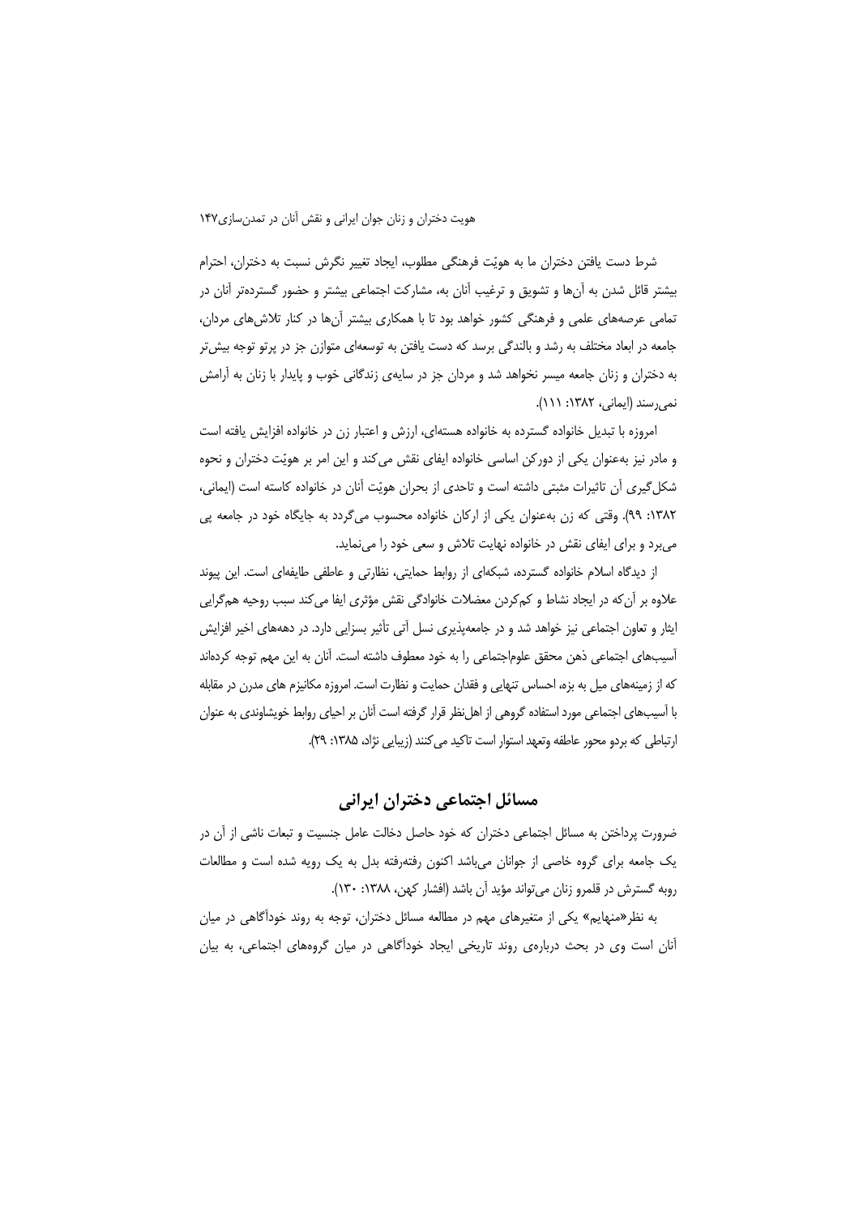شرط دست یافتن دختران ما به هویّت فرهنگی مطلوب، ایجاد تغییر نگرش نسبت به دختران، احترام بیشتر قائل شدن به آن‌ها و تشویق و ترغیب آنان به، مشارکت اجتماعی بیشتر و حضور گسترده‌تر آنان در تمامی عرصه‌های علمی و فرهنگی کشور خواهد بود تا با همکاری بیشتر آن‌ها در کنار تلاش‌های مردان، جامعه در ابعاد مختلف به رشد و بالندگی برسد که دست یافتن به توسعه‌ای متوازن جز در پرتو توجه بیش‌تر به دختران و زنان جامعه میسر نخواهد شد و مردان جز در سایه‌ی زندگانی خوب و پایدار با زنان به آرامش نمی‌رسند (ایمانی، ۱۳۸۲: ۱۱۱).

امروزه با تبدیل خانواده گسترده به خانواده هسته‌ای، ارزش و اعتبار زن در خانواده افزایش یافته است و مادر نیز به‌عنوان یکی از دورکن اساسی خانواده ایفای نقش می‌کند و این امر بر هویّت دختران و نحوه شکل‌گیری آن تاثیرات مثبتی داشته است و تاحدی از بحران هویّت آنان در خانواده کاسته است (ایمانی، ۱۳۸۲: ۹۹). وقتی که زن به‌عنوان یکی از ارکان خانواده محسوب می‌گردد به جایگاه خود در جامعه پی می‌برد و برای ایفای نقش در خانواده نهایت تلاش و سعی خود را می‌نماید.

از دیدگاه اسلام خانواده گسترده، شبکه‌ای از روابط حمایتی، نظارتی و عاطفی طایفه‌ای است. این پیوند علاوه بر آن‌که در ایجاد نشاط و کم‌کردن معضلات خانوادگی نقش مؤثری ایفا می‌کند سبب روحیه هم‌گرایی ایثار و تعاون اجتماعی نیز خواهد شد و در جامعه‌پذیری نسل آتی تأثیر بسزایی دارد. در دهه‌های اخیر افزایش آسیب‌های اجتماعی ذهن محقق علوم‌اجتماعی را به خود معطوف داشته است. آنان به این مهم توجه کرده‌اند که از زمینه‌های میل به بزه، احساس تنهایی و فقدان حمایت و نظارت است. امروزه مکانیزم های مدرن در مقابله با آسیب‌های اجتماعی مورد استفاده گروهی از اهل‌نظر قرار گرفته است آنان بر احیای روابط خویشاوندی به عنوان ارتباطی که بردو محور عاطفه وتعهد استوار است تاکید می‌کنند (زیبایی نژاد، ۱۳۸۵: ۲۹).

## مسائل اجتماعی دختران ایرانی

ضرورت پرداختن به مسائل اجتماعی دختران که خود حاصل دخالت عامل جنسیت و تبعات ناشی از آن در یک جامعه برای گروه خاصی از جوانان می‌باشد اکنون رفته‌رفته بدل به یک رویه شده است و مطالعات روبه گسترش در قلمرو زنان می‌تواند مؤید آن باشد (افشار کهن، ۱۳۸۸: ۱۳۰).

به نظر«منهایم» یکی از متغیرهای مهم در مطالعه مسائل دختران، توجه به روند خودآگاهی در میان آنان است وی در بحث درباره‌ی روند تاریخی ایجاد خودآگاهی در میان گروه‌های اجتماعی، به بیان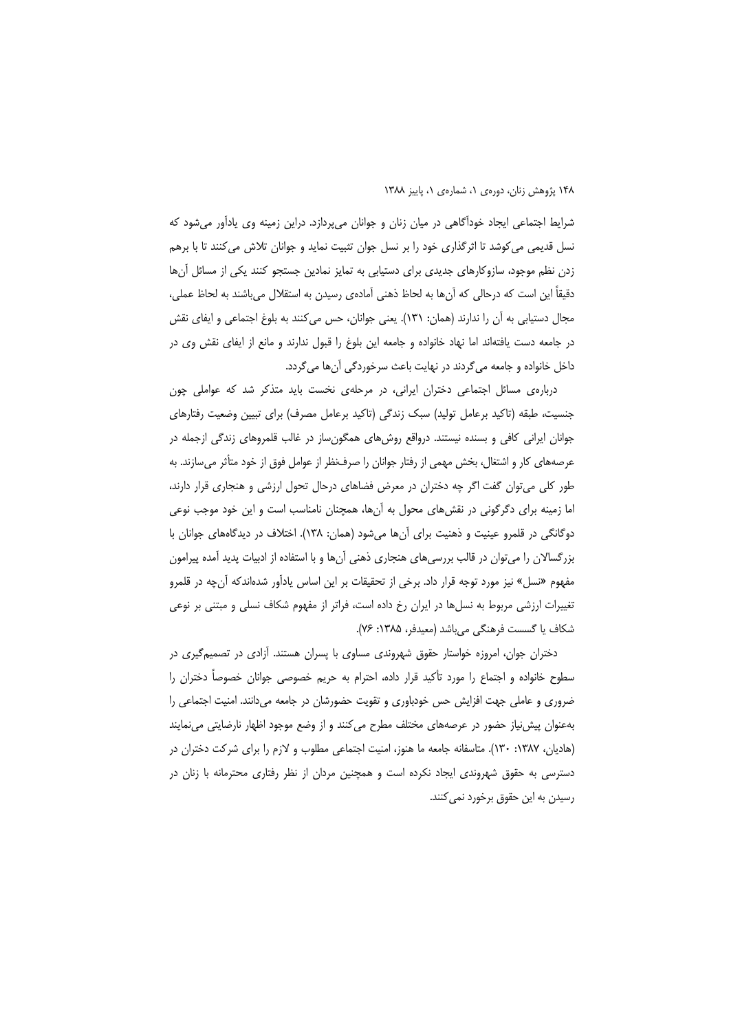شرایط اجتماعی ایجاد خودآگاهی در میان زنان و جوانان می‌پردازد. دراین زمینه وی یادآور می‌شود که نسل قدیمی می‌کوشد تا اثرگذاری خود را بر نسل جوان تثبیت نماید و جوانان تلاش می‌کنند تا با برهم زدن نظم موجود، سازوکارهای جدیدی برای دستیابی به تمایز نمادین جستجو کنند یکی از مسائل آن‌ها دقیقاً این است که درحالی که آن‌ها به لحاظ ذهنی آماده‌ی رسیدن به استقلال می‌باشند به لحاظ عملی، مجال دستیابی به آن را ندارند (همان: ۱۳۱). یعنی جوانان، حس می‌کنند به بلوغ اجتماعی و ایفای نقش در جامعه دست یافته‌اند اما نهاد خانواده و جامعه این بلوغ را قبول ندارند و مانع از ایفای نقش وی در داخل خانواده و جامعه می‌گردند در نهایت باعث سرخوردگی آن‌ها می‌گردد.

درباره‌ی مسائل اجتماعی دختران ایرانی، در مرحله‌ی نخست باید متذکر شد که عواملی چون جنسیت، طبقه (تاکید برعامل تولید) سبک زندگی (تاکید برعامل مصرف) برای تبیین وضعیت رفتارهای جوانان ایرانی کافی و بسنده نیستند. درواقع روش‌های همگون‌ساز در غالب قلمروهای زندگی ازجمله در عرصه‌های کار و اشتغال، بخش مهمی از رفتار جوانان را صرف‌نظر از عوامل فوق از خود متأثر می‌سازند. به طور کلی می‌توان گفت اگر چه دختران در معرض فضاهای درحال تحول ارزشی و هنجاری قرار دارند، اما زمینه برای دگرگونی در نقش‌های محول به آن‌ها، همچنان نامناسب است و این خود موجب نوعی دوگانگی در قلمرو عینیت و ذهنیت برای آن‌ها می‌شود (همان: ۱۳۸). اختلاف در دیدگاه‌های جوانان با بزرگسالان را می‌توان در قالب بررسی‌های هنجاری ذهنی آن‌ها و با استفاده از ادبیات پدید آمده پیرامون مفهوم «نسل» نیز مورد توجه قرار داد. برخی از تحقیقات بر این اساس یادآور شده‌اندکه آن‌چه در قلمرو تغییرات ارزشی مربوط به نسل‌ها در ایران رخ داده است، فراتر از مفهوم شکاف نسلی و مبتنی بر نوعی شکاف یا گسست فرهنگی می‌باشد (معیدفر، ۱۳۸۵: ۷۶).

دختران جوان، امروزه خواستار حقوق شهروندی مساوی با پسران هستند. آزادی در تصمیم‌گیری در سطوح خانواده و اجتماع را مورد تأکید قرار داده، احترام به حریم خصوصی جوانان خصوصاً دختران را ضروری و عاملی جهت افزایش حس خودباوری و تقویت حضورشان در جامعه می‌دانند. امنیت اجتماعی را به‌عنوان پیش‌نیاز حضور در عرصه‌های مختلف مطرح می‌کنند و از وضع موجود اظهار نارضایتی می‌نمایند (هادیان، ۱۳۸۷: ۱۳۰). متاسفانه جامعه ما هنوز، امنیت اجتماعی مطلوب و لازم را برای شرکت دختران در دسترسی به حقوق شهروندی ایجاد نکرده است و همچنین مردان از نظر رفتاری محترمانه با زنان در رسیدن به این حقوق برخورد نمی‌کنند.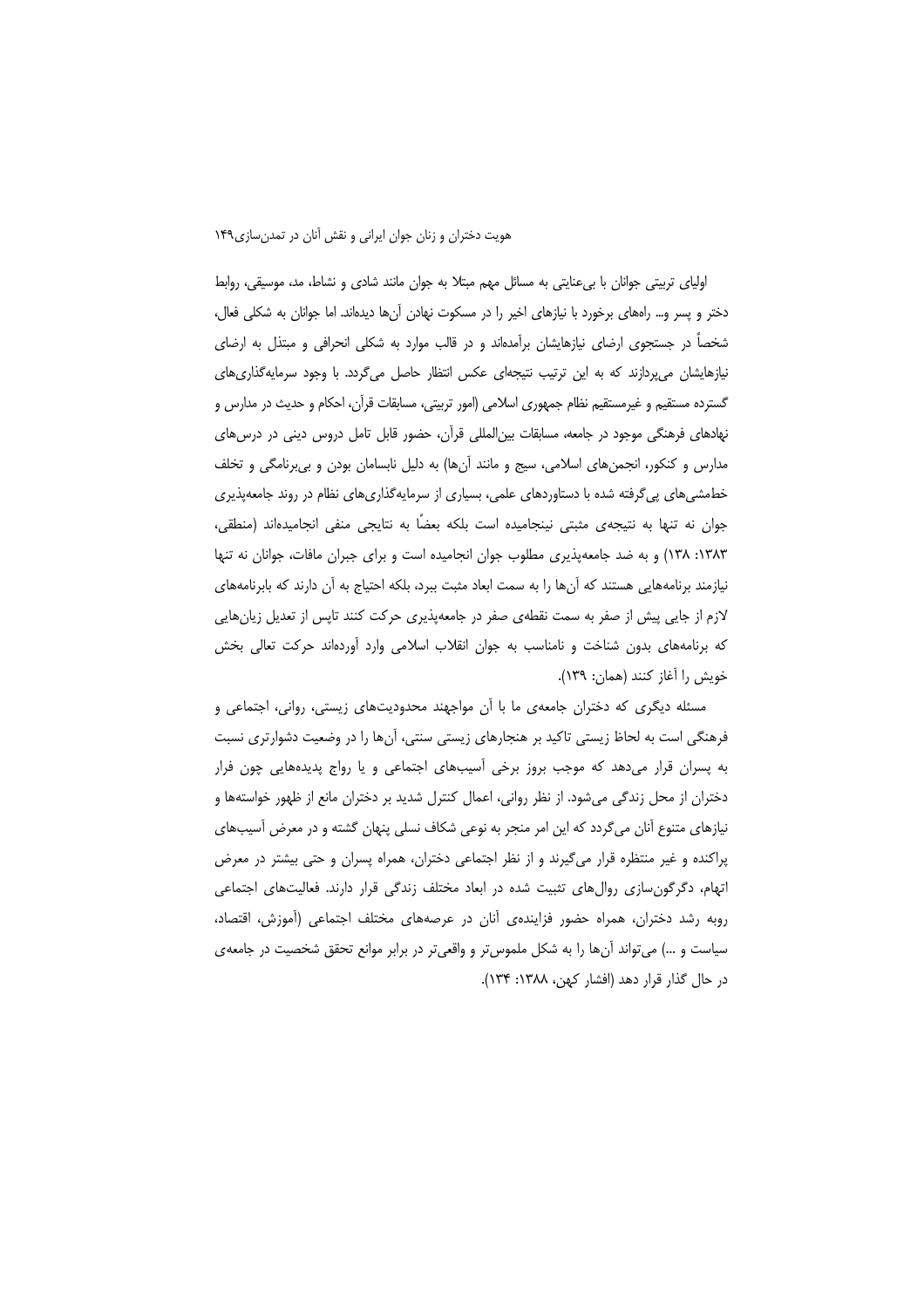اولیای تربیتی جوانان با بی‌عنایتی به مسائل مهم مبتلا به جوان مانند شادی و نشاط، مد، موسیقی، روابط دختر و پسر و... راه‌های برخورد با نیازهای اخیر را در مسکوت نهادن آن‌ها دیده‌اند. اما جوانان به شکلی فعال، شخصاً در جستجوی ارضای نیازهایشان برآمده‌اند و در قالب موارد به شکلی انحرافی و مبتذل به ارضای نیازهایشان می‌پردازند که به این ترتیب نتیجه‌ای عکس انتظار حاصل می‌گردد. با وجود سرمایه‌گذاری‌های گسترده مستقیم و غیرمستقیم نظام جمهوری اسلامی (امور تربیتی، مسابقات قرآن، احکام و حدیث در مدارس و نهادهای فرهنگی موجود در جامعه، مسابقات بین‌المللی قرآن، حضور قابل تامل دروس دینی در درس‌های مدارس و کنکور، انجمن‌های اسلامی، سیج و مانند آن‌ها) به دلیل نابسامان بودن و بی‌برنامگی و تخلف خط‌مشی‌های پی‌گرفته شده با دستاوردهای علمی، بسیاری از سرمایه‌گذاری‌های نظام در روند جامعه‌پذیری جوان نه تنها به نتیجه‌ی مثبتی نینجامیده است بلکه بعضًا به نتایجی منفی انجامیده‌اند (منطقی، ۱۳۸۳: ۱۳۸) و به ضد جامعه‌پذیری مطلوب جوان انجامیده است و برای جبران مافات، جوانان نه تنها نیازمند برنامه‌هایی هستند که آن‌ها را به سمت ابعاد مثبت ببرد، بلکه احتیاج به آن دارند که بابرنامه‌های لازم از جایی پیش از صفر به سمت نقطه‌ی صفر در جامعه‌پذیری حرکت کنند تاپس از تعدیل زیان‌هایی که برنامه‌های بدون شناخت و نامناسب به جوان انقلاب اسلامی وارد آورده‌اند حرکت تعالی بخش خویش را آغاز کنند (همان: ۱۳۹).

مسئله دیگری که دختران جامعه‌ی ما با آن مواجهند محدودیت‌های زیستی، روانی، اجتماعی و فرهنگی است به لحاظ زیستی تاکید بر هنجارهای زیستی سنتی، آن‌ها را در وضعیت دشوارتری نسبت به پسران قرار می‌دهد که موجب بروز برخی آسیب‌های اجتماعی و یا رواج پدیده‌هایی چون فرار دختران از محل زندگی می‌شود. از نظر روانی، اعمال کنترل شدید بر دختران مانع از ظهور خواسته‌ها و نیازهای متنوع آنان می‌گردد که این امر منجر به نوعی شکاف نسلی پنهان گشته و در معرض آسیب‌های پراکنده و غیر منتظره قرار می‌گیرند و از نظر اجتماعی دختران، همراه پسران و حتی بیشتر در معرض اتهام، دگرگون‌سازی روال‌های تثبیت شده در ابعاد مختلف زندگی قرار دارند. فعالیت‌های اجتماعی روبه رشد دختران، همراه حضور فزاینده‌ی آنان در عرصه‌های مختلف اجتماعی (آموزش، اقتصاد، سیاست و ...) می‌تواند آن‌ها را به شکل ملموس‌تر و واقعی‌تر در برابر موانع تحقق شخصیت در جامعه‌ی در حال گذار قرار دهد (افشار کهن، ۱۳۸۸: ۱۳۴).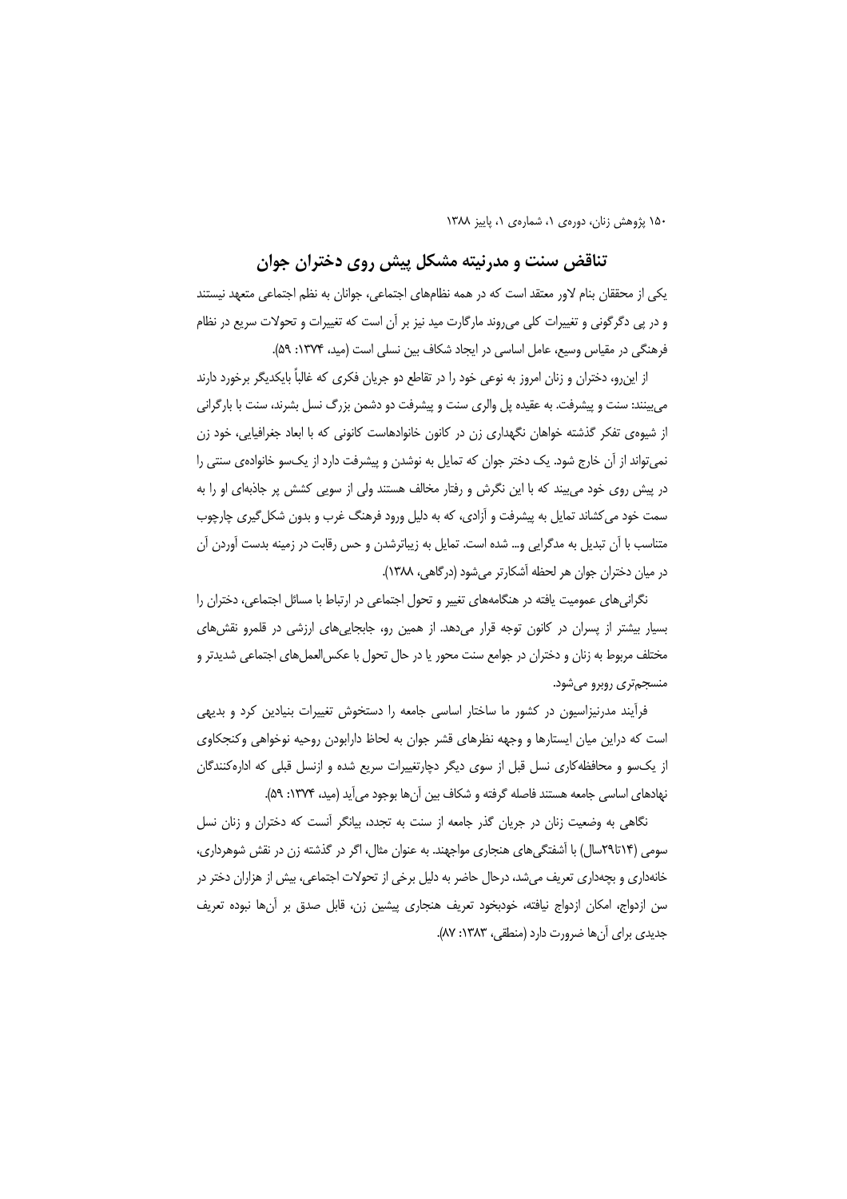## تناقض سنت و مدرنیته مشکل پیش روی دختران جوان

یکی از محققان بنام لاور معتقد است که در همه نظام‌های اجتماعی، جوانان به نظم اجتماعی متعهد نیستند و در پی دگرگونی و تغییرات کلی می‌روند مارگارت مید نیز بر آن است که تغییرات و تحولات سریع در نظام فرهنگی در مقیاس وسیع، عامل اساسی در ایجاد شکاف بین نسلی است (مید، ۱۳۷۴: ۵۹).

از این‌رو، دختران و زنان امروز به نوعی خود را در تقاطع دو جریان فکری که غالباً بایکدیگر برخورد دارند می‌بینند: سنت و پیشرفت. به عقیده پل والری سنت و پیشرفت دو دشمن بزرگ نسل بشرند، سنت با بارگرانی از شیوه‌ی تفکر گذشته خواهان نگهداری زن در کانون خانوادهاست کانونی که با ابعاد جغرافیایی، خود زن نمی‌تواند از آن خارج شود. یک دختر جوان که تمایل به نوشدن و پیشرفت دارد از یک‌سو خانواده‌ی سنتی را در پیش روی خود می‌بیند که با این نگرش و رفتار مخالف هستند ولی از سویی کشش پر جاذبه‌ای او را به سمت خود می‌کشاند تمایل به پیشرفت و آزادی، که به دلیل ورود فرهنگ غرب و بدون شکل‌گیری چارچوب متناسب با آن تبدیل به مدگرایی و... شده است. تمایل به زیباترشدن و حس رقابت در زمینه بدست آوردن آن در میان دختران جوان هر لحظه آشکارتر می‌شود (درگاهی، ۱۳۸۸).

نگرانی‌های عمومیت یافته در هنگامه‌های تغییر و تحول اجتماعی در ارتباط با مسائل اجتماعی، دختران را بسیار بیشتر از پسران در کانون توجه قرار می‌دهد. از همین رو، جابجایی‌های ارزشی در قلمرو نقش‌های مختلف مربوط به زنان و دختران در جوامع سنت محور یا در حال تحول با عکس‌العمل‌های اجتماعی شدیدتر و منسجم‌تری روبرو می‌شود.

فرآیند مدرنیزاسیون در کشور ما ساختار اساسی جامعه را دستخوش تغییرات بنیادین کرد و بدیهی است که دراین میان ایستارها و وجهه نظرهای قشر جوان به لحاظ دارابودن روحیه نوخواهی وکنجکاوی از یک‌سو و محافظه‌کاری نسل قبل از سوی دیگر دچارتغییرات سریع شده و ازنسل قبلی که اداره‌کنندگان نهادهای اساسی جامعه هستند فاصله گرفته و شکاف بین آن‌ها بوجود می‌آید (مید، ۱۳۷۴: ۵۹).

نگاهی به وضعیت زنان در جریان گذر جامعه از سنت به تجدد، بیانگر آنست که دختران و زنان نسل سومی (۱۴تا۲۹سال) با آشفتگی‌های هنجاری مواجهند. به عنوان مثال، اگر در گذشته زن در نقش شوهرداری، خانه‌داری و بچه‌داری تعریف می‌شد، درحال حاضر به دلیل برخی از تحولات اجتماعی، بیش از هزاران دختر در سن ازدواج، امکان ازدواج نیافته، خودبخود تعریف هنجاری پیشین زن، قابل صدق بر آن‌ها نبوده تعریف جدیدی برای آن‌ها ضرورت دارد (منطقی، ۱۳۸۳: ۸۷).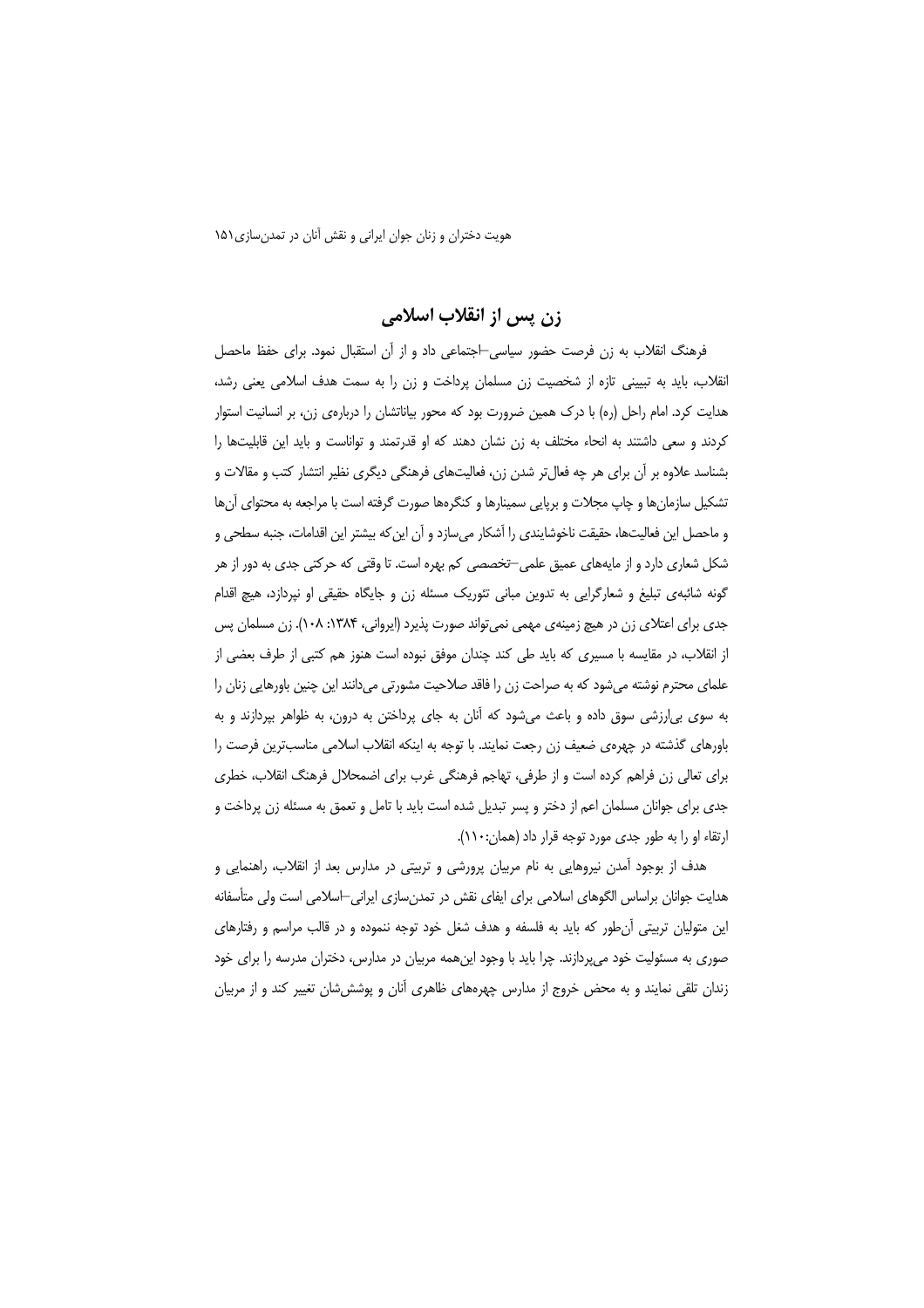## زن پس از انقلاب اسلامی

فرهنگ انقلاب به زن فرصت حضور سیاسی–اجتماعی داد و از آن استقبال نمود. برای حفظ ماحصل انقلاب، باید به تبیینی تازه از شخصیت زن مسلمان پرداخت و زن را به سمت هدف اسلامی یعنی رشد، هدایت کرد. امام راحل (ره) با درک همین ضرورت بود که محور بیاناتشان را درباره‌ی زن، بر انسانیت استوار کردند و سعی داشتند به انحاء مختلف به زن نشان دهند که او قدرتمند و تواناست و باید این قابلیت‌ها را بشناسد علاوه بر آن برای هر چه فعال‌تر شدن زن، فعالیت‌های فرهنگی دیگری نظیر انتشار کتب و مقالات و تشکیل سازمان‌ها و چاپ مجلات و برپایی سمینارها و کنگره‌ها صورت گرفته است با مراجعه به محتوای آن‌ها و ماحصل این فعالیت‌ها، حقیقت ناخوشایندی را آشکار می‌سازد و آن این‌که بیشتر این اقدامات، جنبه سطحی و شکل شعاری دارد و از مایه‌های عمیق علمی–تخصصی کم بهره است. تا وقتی که حرکتی جدی به دور از هر گونه شائبه‌ی تبلیغ و شعارگرایی به تدوین مبانی تئوریک مسئله زن و جایگاه حقیقی او نپردازد، هیچ اقدام جدی برای اعتلای زن در هیچ زمینه‌ی مهمی نمی‌تواند صورت پذیرد (ایروانی، ۱۳۸۴: ۱۰۸). زن مسلمان پس از انقلاب، در مقایسه با مسیری که باید طی کند چندان موفق نبوده است هنوز هم کتبی از طرف بعضی از علمای محترم نوشته می‌شود که به صراحت زن را فاقد صلاحیت مشورتی می‌دانند این چنین باورهایی زنان را به سوی بی‌ارزشی سوق داده و باعث می‌شود که آنان به جای پرداختن به درون، به ظواهر بپردازند و به باورهای گذشته در چهره‌ی ضعیف زن رجعت نمایند. با توجه به اینکه انقلاب اسلامی مناسب‌ترین فرصت را برای تعالی زن فراهم کرده است و از طرفی، تهاجم فرهنگی غرب برای اضمحلال فرهنگ انقلاب، خطری جدی برای جوانان مسلمان اعم از دختر و پسر تبدیل شده است باید با تامل و تعمق به مسئله زن پرداخت و ارتقاء او را به طور جدی مورد توجه قرار داد (همان:۱۱۰).

هدف از بوجود آمدن نیروهایی به نام مربیان پرورشی و تربیتی در مدارس بعد از انقلاب، راهنمایی و هدایت جوانان براساس الگوهای اسلامی برای ایفای نقش در تمدن‌سازی ایرانی–اسلامی است ولی متأسفانه این متولیان تربیتی آن‌طور که باید به فلسفه و هدف شغل خود توجه ننموده و در قالب مراسم و رفتارهای صوری به مسئولیت خود می‌پردازند. چرا باید با وجود این‌همه مربیان در مدارس، دختران مدرسه را برای خود زندان تلقی نمایند و به محض خروج از مدارس چهره‌های ظاهری آنان و پوشش‌شان تغییر کند و از مربیان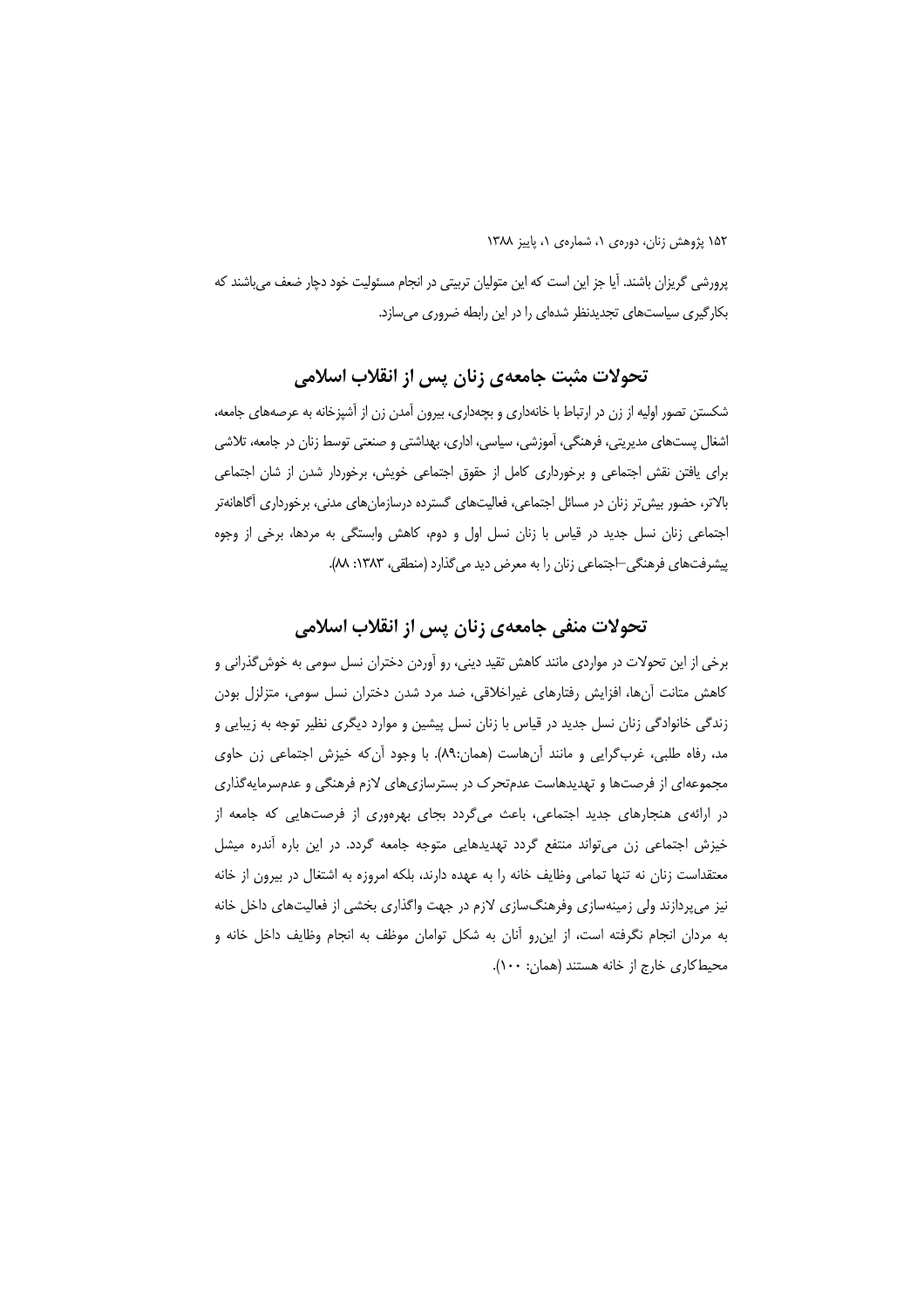پرورشی گریزان باشند. آیا جز این است که این متولیان تربیتی در انجام مسئولیت خود دچار ضعف می‌باشند که بکارگیری سیاست‌های تجدیدنظر شده‌ای را در این رابطه ضروری می‌سازد.

## تحولات مثبت جامعه‌ی زنان پس از انقلاب اسلامی

شکستن تصور اولیه از زن در ارتباط با خانه‌داری و بچه‌داری، بیرون آمدن زن از آشپزخانه به عرصه‌های جامعه، اشغال پست‌های مدیریتی، فرهنگی، آموزشی، سیاسی، اداری، بهداشتی و صنعتی توسط زنان در جامعه، تلاشی برای یافتن نقش اجتماعی و برخورداری کامل از حقوق اجتماعی خویش، برخوردار شدن از شان اجتماعی بالاتر، حضور بیش‌تر زنان در مسائل اجتماعی، فعالیت‌های گسترده درسازمان‌های مدنی، برخورداری آگاهانه‌تر اجتماعی زنان نسل جدید در قیاس با زنان نسل اول و دوم، کاهش وابستگی به مردها، برخی از وجوه پیشرفت‌های فرهنگی–اجتماعی زنان را به معرض دید می‌گذارد (منطقی، ۱۳۸۳: ۸۸).

## تحولات منفی جامعه‌ی زنان پس از انقلاب اسلامی

برخی از این تحولات در مواردی مانند کاهش تقید دینی، رو آوردن دختران نسل سومی به خوش‌گذرانی و کاهش متانت آن‌ها، افزایش رفتارهای غیراخلاقی، ضد مرد شدن دختران نسل سومی، متزلزل بودن زندگی خانوادگی زنان نسل جدید در قیاس با زنان نسل پیشین و موارد دیگری نظیر توجه به زیبایی و مد، رفاه طلبی، غرب‌گرایی و مانند آن‌هاست (همان:۸۹). با وجود آن‌که خیزش اجتماعی زن حاوی مجموعه‌ای از فرصت‌ها و تهدیدهاست عدم‌تحرک در بسترسازی‌های لازم فرهنگی و عدم‌سرمایه‌گذاری در ارائه‌ی هنجارهای جدید اجتماعی، باعث می‌گردد بجای بهره‌وری از فرصت‌هایی که جامعه از خیزش اجتماعی زن می‌تواند منتفع گردد تهدیدهایی متوجه جامعه گردد. در این باره آندره میشل معتقداست زنان نه تنها تمامی وظایف خانه را به عهده دارند، بلکه امروزه به اشتغال در بیرون از خانه نیز می‌پردازند ولی زمینه‌سازی وفرهنگ‌سازی لازم در جهت واگذاری بخشی از فعالیت‌های داخل خانه به مردان انجام نگرفته است، از این‌رو آنان به شکل توامان موظف به انجام وظایف داخل خانه و محیط‌کاری خارج از خانه هستند (همان: ۱۰۰).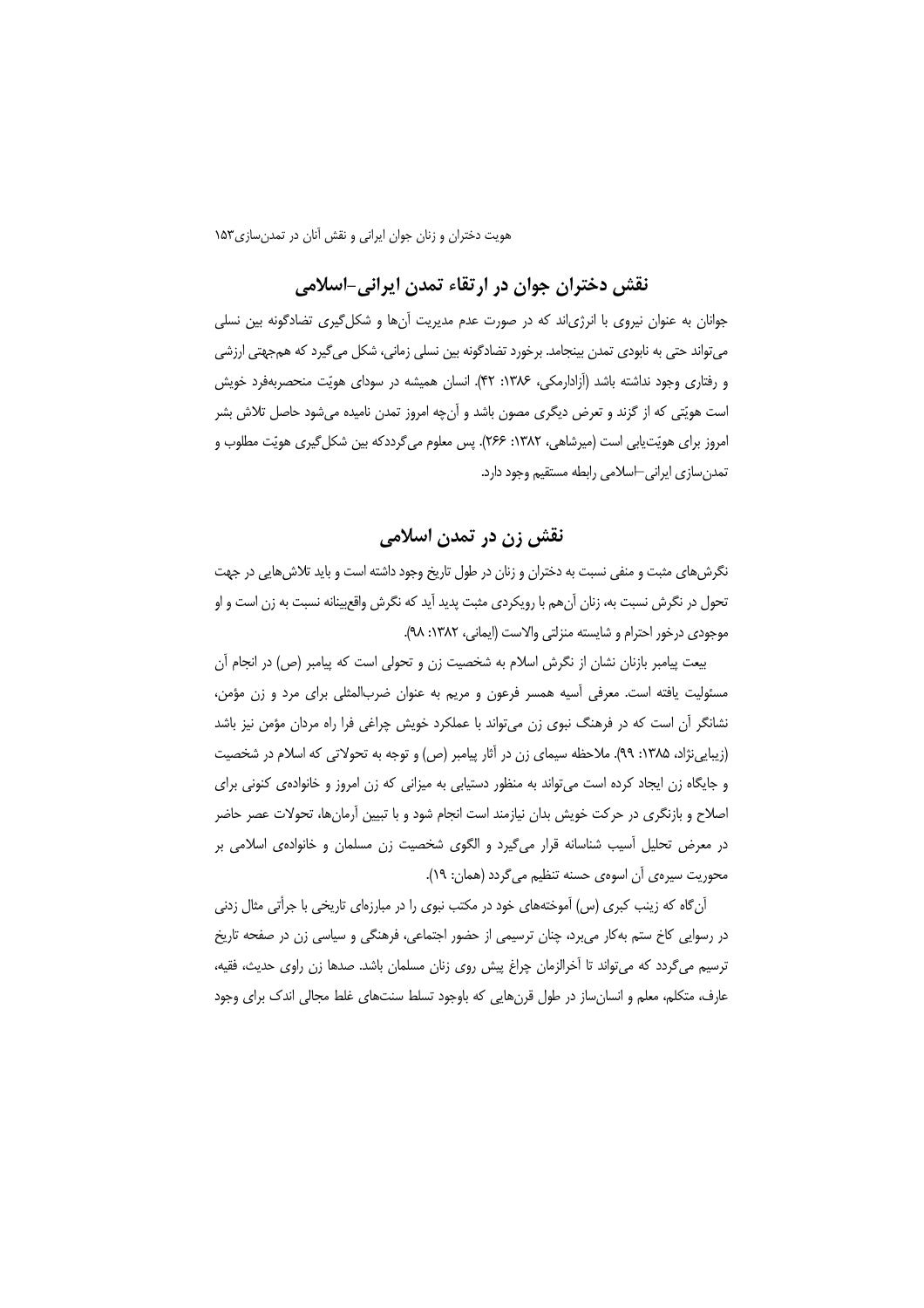## نقش دختران جوان در ارتقاء تمدن ایرانی-اسلامی

جوانان به عنوان نیروی با انرژی‌اند که در صورت عدم مدیریت آن‌ها و شکل‌گیری تضادگونه بین نسلی می‌تواند حتی به نابودی تمدن بینجامد. برخورد تضادگونه بین نسلی زمانی، شکل می‌گیرد که هم‌جهتی ارزشی و رفتاری وجود نداشته باشد (آزادارمکی، ۱۳۸۶: ۴۲). انسان همیشه در سودای هویّت منحصربه‌فرد خویش است هویّتی که از گزند و تعرض دیگری مصون باشد و آن‌چه امروز تمدن نامیده می‌شود حاصل تلاش بشر امروز برای هویّت‌یابی است (میرشاهی، ۱۳۸۲: ۲۶۶). پس معلوم می‌گرددکه بین شکل‌گیری هویّت مطلوب و تمدن‌سازی ایرانی–اسلامی رابطه مستقیم وجود دارد.

## نقش زن در تمدن اسلامی

نگرش‌های مثبت و منفی نسبت به دختران و زنان در طول تاریخ وجود داشته است و باید تلاش‌هایی در جهت تحول در نگرش نسبت به، زنان آن‌هم با رویکردی مثبت پدید آید که نگرش واقع‌بینانه نسبت به زن است و او موجودی درخور احترام و شایسته منزلتی والاست (ایمانی، ۱۳۸۲: ۹۸).

بیعت پیامبر بازنان نشان از نگرش اسلام به شخصیت زن و تحولی است که پیامبر (ص) در انجام آن مسئولیت یافته است. معرفی آسیه همسر فرعون و مریم به عنوان ضرب‌المثلی برای مرد و زن مؤمن، نشانگر آن است که در فرهنگ نبوی زن می‌تواند با عملکرد خویش چراغی فرا راه مردان مؤمن نیز باشد (زیبایی‌نژاد، ۱۳۸۵: ۹۹). ملاحظه سیمای زن در آثار پیامبر (ص) و توجه به تحولاتی که اسلام در شخصیت و جایگاه زن ایجاد کرده است می‌تواند به منظور دستیابی به میزانی که زن امروز و خانواده‌ی کنونی برای اصلاح و بازنگری در حرکت خویش بدان نیازمند است انجام شود و با تبیین آرمان‌ها، تحولات عصر حاضر در معرض تحلیل آسیب شناسانه قرار می‌گیرد و الگوی شخصیت زن مسلمان و خانواده‌ی اسلامی بر محوریت سیره‌ی آن اسوه‌ی حسنه تنظیم می‌گردد (همان: ۱۹).

آن‌گاه که زینب کبری (س) آموخته‌های خود در مکتب نبوی را در مبارزه‌ای تاریخی با جرأتی مثال زدنی در رسوایی کاخ ستم به‌کار می‌برد، چنان ترسیمی از حضور اجتماعی، فرهنگی و سیاسی زن در صفحه تاریخ ترسیم می‌گردد که می‌تواند تا آخرالزمان چراغ پیش روی زنان مسلمان باشد. صدها زن راوی حدیث، فقیه، عارف، متکلم، معلم و انسان‌ساز در طول قرن‌هایی که باوجود تسلط سنت‌های غلط مجالی اندک برای وجود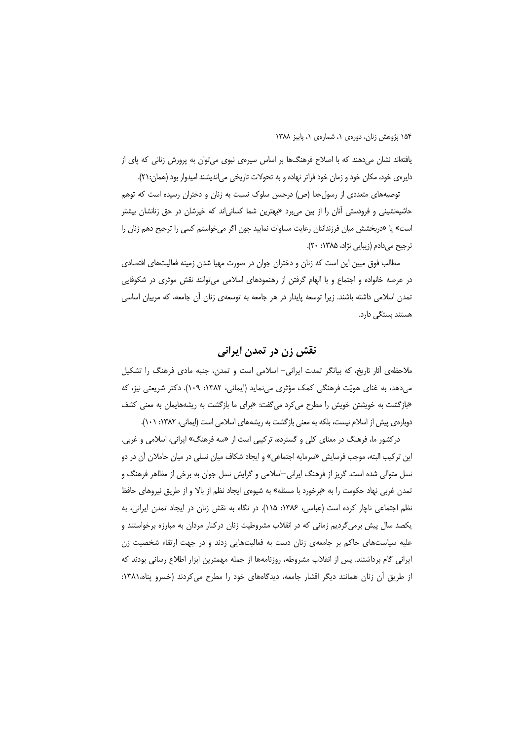یافته‌اند نشان می‌دهند که با اصلاح فرهنگ‌ها بر اساس سیره‌ی نبوی می‌توان به پرورش زنانی که پای از دایره‌ی خود، مکان خود و زمان خود فراتر نهاده و به تحولات تاریخی می‌اندیشند امیدوار بود (همان:۲۱).

توصیه‌های متعددی از رسول‌خدا (ص) درحسن سلوک نسبت به زنان و دختران رسیده است که توهم حاشیه‌نشینی و فرودستی آنان را از بین می‌برد «بهترین شما کسانی‌اند که خیرشان در حق زنانشان بیشتر است» یا «دربخشش میان فرزندانتان رعایت مساوات نمایید چون اگر می‌خواستم کسی را ترجیح دهم زنان را ترجیح می‌دادم (زیبایی نژاد، ۱۳۸۵: ۲۰).

مطالب فوق مبین این است که زنان و دختران جوان در صورت مهیا شدن زمینه فعالیت‌های اقتصادی در عرصه خانواده و اجتماع و با الهام گرفتن از رهنمودهای اسلامی می‌توانند نقش موثری در شکوفایی تمدن اسلامی داشته باشند. زیرا توسعه پایدار در هر جامعه به توسعه‌ی زنان آن جامعه، که مربیان اساسی هستند بستگی دارد.

## نقش زن در تمدن ایرانی

ملاحظه‌ی آثار تاریخ، که بیانگر تمدت ایرانی- اسلامی است و تمدن، جنبه مادی فرهنگ را تشکیل می‌دهد، به غنای هویّت فرهنگی کمک مؤثری می‌نماید (ایمانی، ۱۳۸۲: ۱۰۹). دکتر شریعتی نیز، که «بازگشت به خویشتن خویش را مطرح می‌کرد می‌گفت: «برای ما بازگشت به ریشه‌هایمان به معنی کشف دوباره‌ی پیش از اسلام نیست، بلکه به معنی بازگشت به ریشه‌های اسلامی است (ایمانی، ۱۳۸۲: ۱۰۱).

درکشور ما، فرهنگ در معنای کلی و گسترده، ترکیبی است از «سه فرهنگ» ایرانی، اسلامی و غربی. این ترکیب البته، موجب فرسایش «سرمایه اجتماعی» و ایجاد شکاف میان نسلی در میان حاملان آن در دو نسل متوالی شده است. گریز از فرهنگ ایرانی–اسلامی و گرایش نسل جوان به برخی از مظاهر فرهنگ و تمدن غربی نهاد حکومت را به «برخورد با مسئله» به شیوه‌ی ایجاد نظم از بالا و از طریق نیروهای حافظ نظم اجتماعی ناچار کرده است (عباسی، ۱۳۸۶: ۱۱۵). در نگاه به نقش زنان در ایجاد تمدن ایرانی، به یکصد سال پیش برمی‌گردیم زمانی که در انقلاب مشروطیت زنان درکنار مردان به مبارزه برخواستند و علیه سیاست‌های حاکم بر جامعه‌ی زنان دست به فعالیت‌هایی زدند و در جهت ارتقاء شخصیت زن ایرانی گام برداشتند. پس از انقلاب مشروطه، روزنامه‌ها از جمله مهمترین ابزار اطلاع رسانی بودند که از طریق آن زنان همانند دیگر اقشار جامعه، دیدگاه‌های خود را مطرح می‌کردند (خسرو پناه،۱۳۸۱: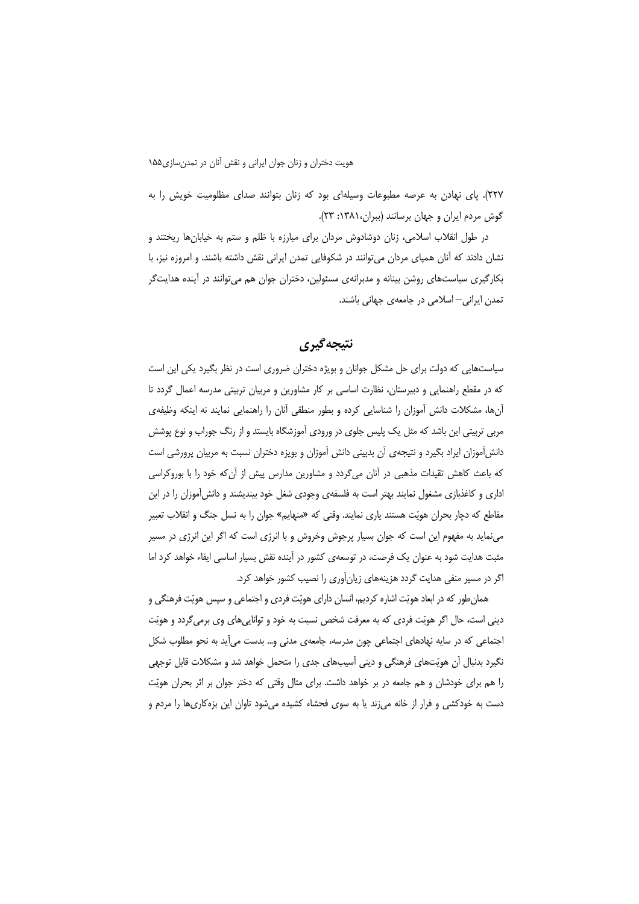۲۲۷). پای نهادن به عرصه مطبوعات وسیله‌ای بود که زنان بتوانند صدای مظلومیت خویش را به گوش مردم ایران و جهان برسانند (ببران،۱۳۸۱: ۲۳).

در طول انقلاب اسلامی، زنان دوشادوش مردان برای مبارزه با ظلم و ستم به خیابان‌ها ریختند و نشان دادند که آنان همپای مردان می‌توانند در شکوفایی تمدن ایرانی نقش داشته باشند. و امروزه نیز، با بکارگیری سیاست‌های روشن بینانه و مدبرانه‌ی مسئولین، دختران جوان هم می‌توانند در آینده هدایت‌گر تمدن ایرانی– اسلامی در جامعه‌ی جهانی باشند.

## نتیجه‌گیری

سیاستهایی که دولت برای حل مشکل جوانان و بویژه دختران ضروری است در نظر بگیرد یکی این است که در مقطع راهنمایی و دبیرستان، نظارت اساسی بر کار مشاورین و مربیان تربیتی مدرسه اعمال گردد تا آن‌ها، مشکلات دانش آموزان را شناسایی کرده و بطور منطقی آنان را راهنمایی نمایند نه اینکه وظیفه‌ی مربی تربیتی این باشد که مثل یک پلیس جلوی در ورودی آموزشگاه بایستد و از رنگ جوراب و نوع پوشش دانش‌آموزان ایراد بگیرد و نتیجه‌ی آن بدبینی دانش آموزان و بویزه دختران نسبت به مربیان پرورشی است که باعث کاهش تقیدات مذهبی در آنان می‌گردد و مشاورین مدارس پیش از آن‌که خود را با بوروکراسی اداری و کاغذبازی مشغول نمایند بهتر است به فلسفه‌ی وجودی شغل خود بیندیشند و دانش‌آموزان را در این مقاطع که دچار بحران هویّت هستند یاری نمایند. وقتی که «منهایم» جوان را به نسل جنگ و انقلاب تعبیر می‌نماید به مفهوم این است که جوان بسیار پرجوش وخروش و با انرژی است که اگر این انرژی در مسیر مثبت هدایت شود به عنوان یک فرصت، در توسعه‌ی کشور در آینده نقش بسیار اساسی ایفاء خواهد کرد اما اگر در مسیر منفی هدایت گردد هزینه‌های زیان‌آوری را نصیب کشور خواهد کرد.

همان‌طور که در ابعاد هویّت اشاره کردیم، انسان دارای هویّت فردی و اجتماعی و سپس هویّت فرهنگی و دینی است، حال اگر هویّت فردی که به معرفت شخص نسبت به خود و توانایی‌های وی برمی‌گردد و هویّت اجتماعی که در سایه نهادهای اجتماعی چون مدرسه، جامعه‌ی مدنی و... بدست می‌آید به نحو مطلوب شکل نگیرد بدنبال آن هویّت‌های فرهنگی و دینی آسیب‌های جدی را متحمل خواهد شد و مشکلات قابل توجهی را هم برای خودشان و هم جامعه در بر خواهد داشت. برای مثال وقتی که دختر جوان بر اثر بحران هویّت دست به خودکشی و فرار از خانه می‌زند یا به سوی فحشاء کشیده می‌شود تاوان این بزه‌کاری‌ها را مردم و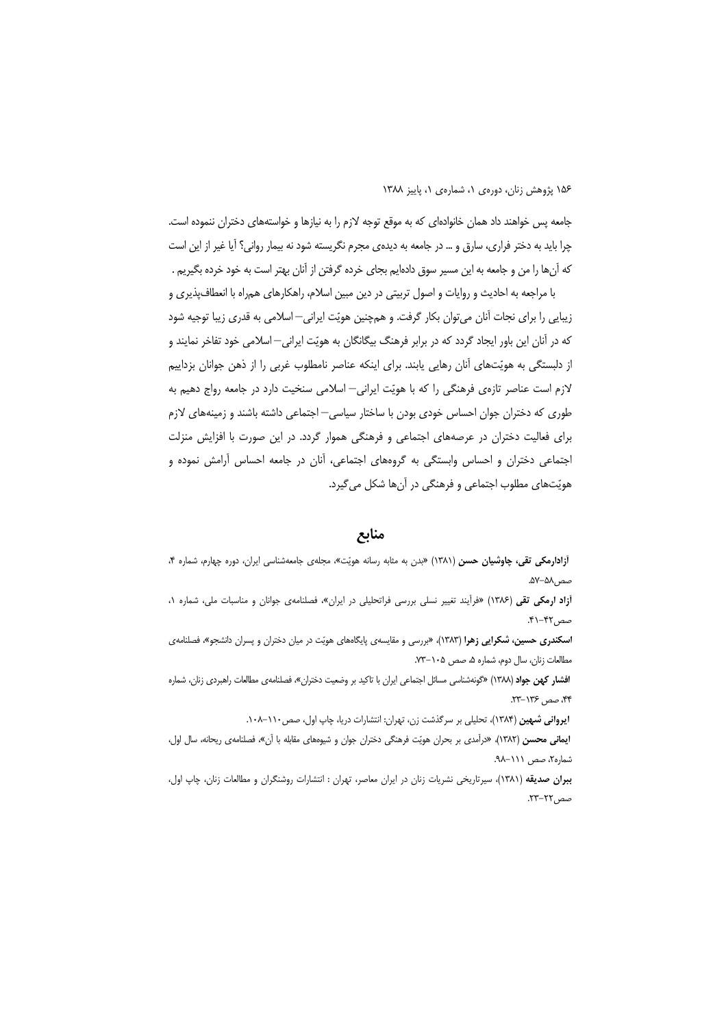جامعه پس خواهند داد همان خانواده‌ای که به موقع توجه لازم را به نیازها و خواسته‌های دختران ننموده است. چرا باید به دختر فراری، سارق و ... در جامعه به دیده‌ی مجرم نگریسته شود نه بیمار روانی؟ آیا غیر از این است که آن‌ها را من و جامعه به این مسیر سوق داده‌ایم بجای خرده گرفتن از آنان بهتر است به خود خرده بگیریم .

با مراجعه به احادیث و روایات و اصول تربیتی در دین مبین اسلام، راهکارهای همراه با انعطاف‌پذیری و زیبایی را برای نجات آنان می‌توان بکار گرفت. و همچنین هویّت ایرانی– اسلامی به قدری زیبا توجیه شود که در آنان این باور ایجاد گردد که در برابر فرهنگ بیگانگان به هویّت ایرانی– اسلامی خود تفاخر نمایند و از دلبستگی به هویّت‌های آنان رهایی یابند. برای اینکه عناصر نامطلوب غربی را از ذهن جوانان بزداییم لازم است عناصر تازه‌ی فرهنگی را که با هویّت ایرانی– اسلامی سنخیت دارد در جامعه رواج دهیم به طوری که دختران جوان احساس خودی بودن با ساختار سیاسی– اجتماعی داشته باشند و زمینه‌های لازم برای فعالیت دختران در عرصه‌های اجتماعی و فرهنگی هموار گردد. در این صورت با افزایش منزلت اجتماعی دختران و احساس وابستگی به گروه‌های اجتماعی، آنان در جامعه احساس آرامش نموده و هویّت‌های مطلوب اجتماعی و فرهنگی در آن‌ها شکل می‌گیرد.

## منابع

**آزادارمکی تقی، چاوشیان حسن** (۱۳۸۱) «بدن به مثابه رسانه هویّت»، مجله‌ی جامعه‌شناسی ایران، دوره چهارم، شماره ۴، صص۵۸-۵۷.

**آزاد ارمکی تقی** (۱۳۸۶) «فرآیند تغییر نسلی بررسی فراتحلیلی در ایران»، فصلنامه‌ی جوانان و مناسبات ملی، شماره ۱، صص۴۲-۴۱.

**اسکندری حسین، شکرایی زهرا** (۱۳۸۳)، «بررسی و مقایسه‌ی پایگاه‌های هویّت در میان دختران و پسران دانشجو»، فصلنامه‌ی مطالعات زنان، سال دوم، شماره ۵، صص ۱۰۵-۷۳.

**افشار کهن جواد** (۱۳۸۸) «گونه‌شناسی مسائل اجتماعی ایران با تاکید بر وضعیت دختران»، فصلنامه‌ی مطالعات راهبردی زنان، شماره ۴۴، صص ۱۳۶-۲۳.

**ایروانی شهین** (۱۳۸۴)، تحلیلی بر سرگذشت زن، تهران: انتشارات دریا، چاپ اول، صص۱۱۰-۱۰۸.

**ایمانی محسن** (۱۳۸۲)، «درآمدی بر بحران هویّت فرهنگی دختران جوان و شیوه‌های مقابله با آن»، فصلنامه‌ی ریحانه، سال اول، شماره۲، صص ۱۱۱-۹۸.

**ببران صدیقه** (۱۳۸۱)، سیرتاریخی نشریات زنان در ایران معاصر، تهران : انتشارات روشنگران و مطالعات زنان، چاپ اول، صص۲۲-۲۳.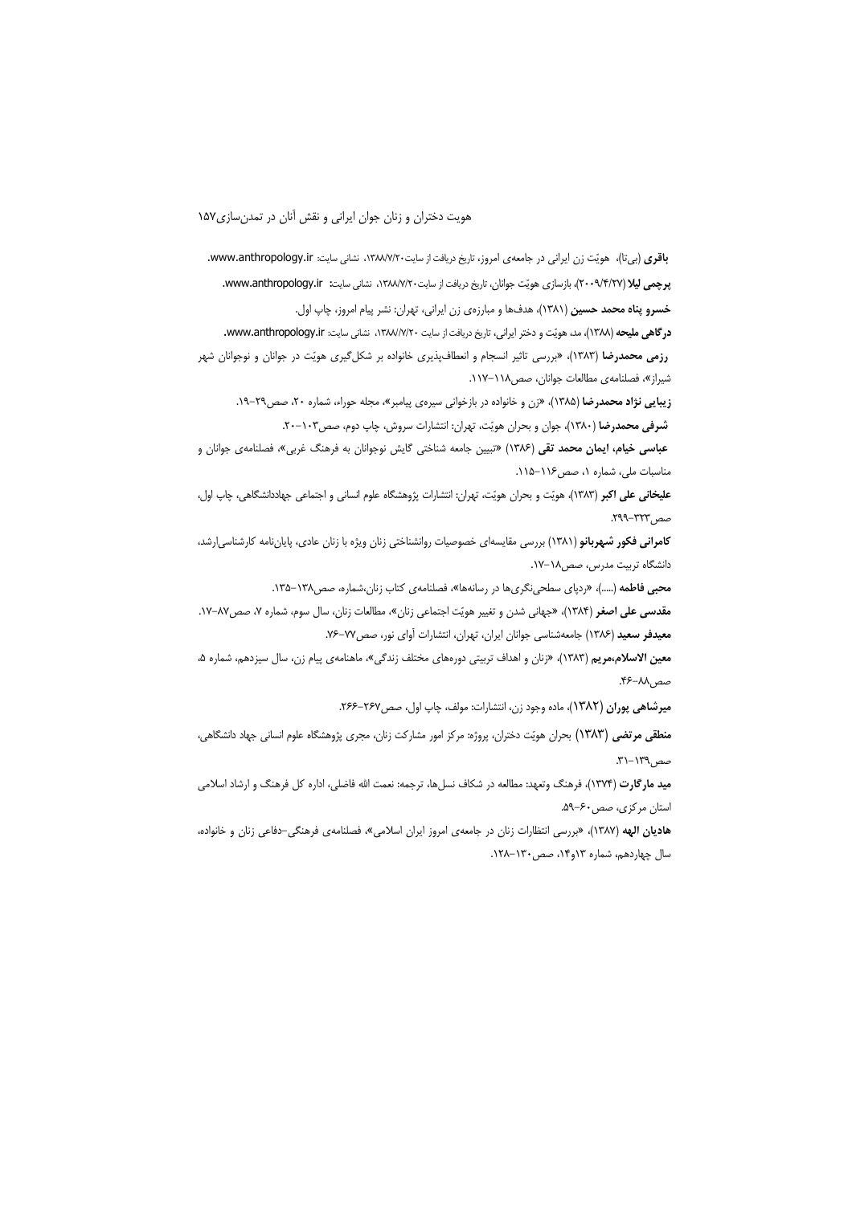**باقری** (بی‌تا)، هویّت زن ایرانی در جامعه‌ی امروز، تاریخ دریافت از سایت۱۳۸۸/۷/۲۰، نشانی سایت: www.anthropology.ir.

**پرچمی لیلا** (۲۰۰۹/۴/۲۷)، بازسازی هویّت جوانان، تاریخ دریافت از سایت۱۳۸۸/۷/۲۰، نشانی سایت: www.anthropology.ir.

**خسرو پناه محمد حسین** (۱۳۸۱)، هدف‌ها و مبارزه‌ی زن ایرانی، تهران: نشر پیام امروز، چاپ اول.

**درگاهی ملیحه** (۱۳۸۸)، مد، هویّت و دختر ایرانی، تاریخ دریافت از سایت ۱۳۸۸/۷/۲۰، نشانی سایت: www.anthropology.ir.

**رزمی محمدرضا** (۱۳۸۳)، «بررسی تاثیر انسجام و انعطاف‌پذیری خانواده بر شکل‌گیری هویّت در جوانان و نوجوانان شهر شیراز»، فصلنامه‌ی مطالعات جوانان، صص۱۱۸-۱۱۷.

**زیبایی نژاد محمدرضا** (۱۳۸۵)، «زن و خانواده در بازخوانی سیره‌ی پیامبر»، مجله حوراء، شماره ۲۰، صص۲۹-۱۹.

**شرفی محمدرضا** (۱۳۸۰)، جوان و بحران هویّت، تهران: انتشارات سروش، چاپ دوم، صص۱۰۳-۲۰.

**عباسی خیام، ایمان محمد تقی** (۱۳۸۶) «تبیین جامعه شناختی گایش نوجوانان به فرهنگ غربی»، فصلنامه‌ی جوانان و مناسبات ملی، شماره ۱، صص۱۱۶-۱۱۵.

**علیخانی علی اکبر** (۱۳۸۳)، هویّت و بحران هویّت، تهران: انتشارات پژوهشگاه علوم انسانی و اجتماعی جهاددانشگاهی، چاپ اول، صص۳۲۳-۲۹۹.

**کامرانی فکور شهربانو** (۱۳۸۱) بررسی مقایسه‌ای خصوصیات روانشناختی زنان ویژه با زنان عادی، پایان‌نامه کارشناسی‌ارشد، دانشگاه تربیت مدرس، صص۱۸-۱۷.

**محبی فاطمه** (.....)، «ردپای سطحی‌نگری‌ها در رسانه‌ها»، فصلنامه‌ی کتاب زنان،شماره، صص۱۳۸-۱۳۵.

**مقدسی علی اصغر** (۱۳۸۴)، «جهانی شدن و تغییر هویّت اجتماعی زنان»، مطالعات زنان، سال سوم، شماره ۷، صص۸۷-۱۷.

**معیدفر سعید** (۱۳۸۶) جامعه‌شناسی جوانان ایران، تهران، انتشارات آوای نور، صص۷۷-۷۶.

**معین الاسلام،مریم** (۱۳۸۳)، «زنان و اهداف تربیتی دوره‌های مختلف زندگی»، ماهنامه‌ی پیام زن، سال سیزدهم، شماره ۵، صص۸۸-۴۶.

**میرشاهی پوران** (۱۳۸۲)، ماده وجود زن، انتشارات: مولف، چاپ اول، صص۲۶۷-۲۶۶.

**منطقی مرتضی** (۱۳۸۳) بحران هویّت دختران، پروژه: مرکز امور مشارکت زنان، مجری پژوهشگاه علوم انسانی جهاد دانشگاهی، صص۱۳۹-۳۱.

**مید مارگارت** (۱۳۷۴)، فرهنگ وتعهد: مطالعه در شکاف نسل‌ها، ترجمه: نعمت الله فاضلی، اداره کل فرهنگ و ارشاد اسلامی استان مرکزی، صص۶۰-۵۹.

**هادیان الهه** (۱۳۸۷)، «بررسی انتظارات زنان در جامعه‌ی امروز ایران اسلامی»، فصلنامه‌ی فرهنگی-دفاعی زنان و خانواده، سال چهاردهم، شماره ۱۳و۱۴، صص۱۳۰-۱۲۸.